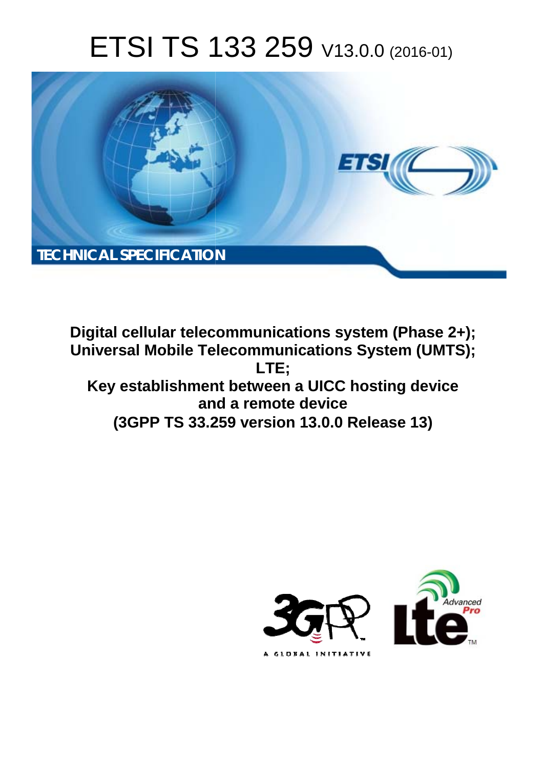# ETSI TS 133 259 V13.0.0 (2016-01)

TECHNICAL SPECIFICATION

**Digital cellular telecommunications system (Phase 2+);**
**Universal Mobile Telecommunications System (UMTS);**
**LTE;**
**Key establishment between a UICC hosting device and a remote device**
**(3GPP TS 33.259 version 13.0.0 Release 13)**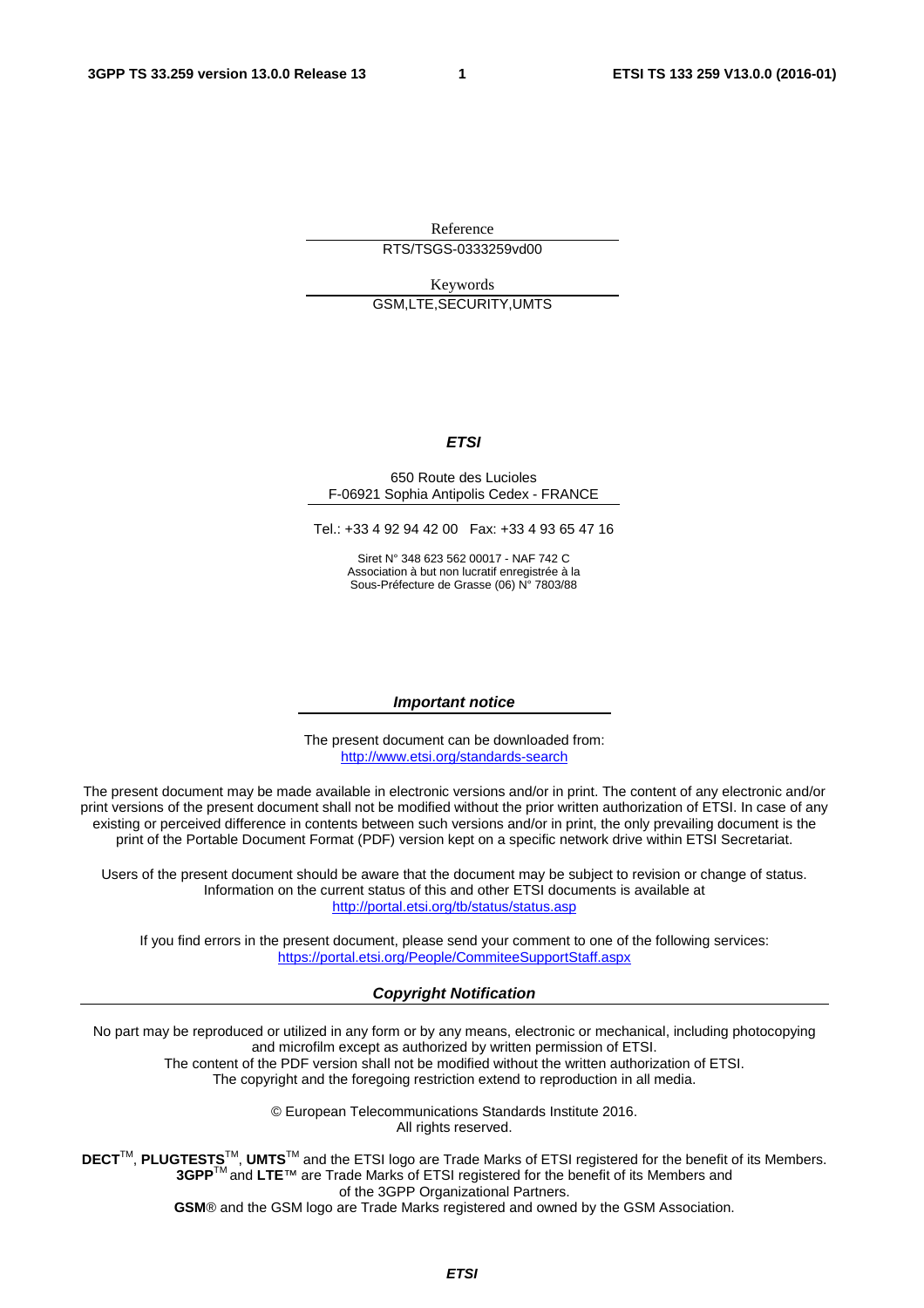Reference

RTS/TSGS-0333259vd00

Keywords

GSM,LTE,SECURITY,UMTS

***ETSI***

650 Route des Lucioles
F-06921 Sophia Antipolis Cedex - FRANCE

Tel.: +33 4 92 94 42 00 Fax: +33 4 93 65 47 16

Siret N° 348 623 562 00017 - NAF 742 C
Association à but non lucratif enregistrée à la
Sous-Préfecture de Grasse (06) N° 7803/88

***Important notice***

The present document can be downloaded from:
http://www.etsi.org/standards-search

The present document may be made available in electronic versions and/or in print. The content of any electronic and/or print versions of the present document shall not be modified without the prior written authorization of ETSI. In case of any existing or perceived difference in contents between such versions and/or in print, the only prevailing document is the print of the Portable Document Format (PDF) version kept on a specific network drive within ETSI Secretariat.

Users of the present document should be aware that the document may be subject to revision or change of status. Information on the current status of this and other ETSI documents is available at
http://portal.etsi.org/tb/status/status.asp

If you find errors in the present document, please send your comment to one of the following services:
https://portal.etsi.org/People/CommiteeSupportStaff.aspx

***Copyright Notification***

No part may be reproduced or utilized in any form or by any means, electronic or mechanical, including photocopying and microfilm except as authorized by written permission of ETSI.
The content of the PDF version shall not be modified without the written authorization of ETSI.
The copyright and the foregoing restriction extend to reproduction in all media.

© European Telecommunications Standards Institute 2016.
All rights reserved.

**DECT**™, **PLUGTESTS**™, **UMTS**™ and the ETSI logo are Trade Marks of ETSI registered for the benefit of its Members.
**3GPP**™ and **LTE**™ are Trade Marks of ETSI registered for the benefit of its Members and of the 3GPP Organizational Partners.
**GSM**® and the GSM logo are Trade Marks registered and owned by the GSM Association.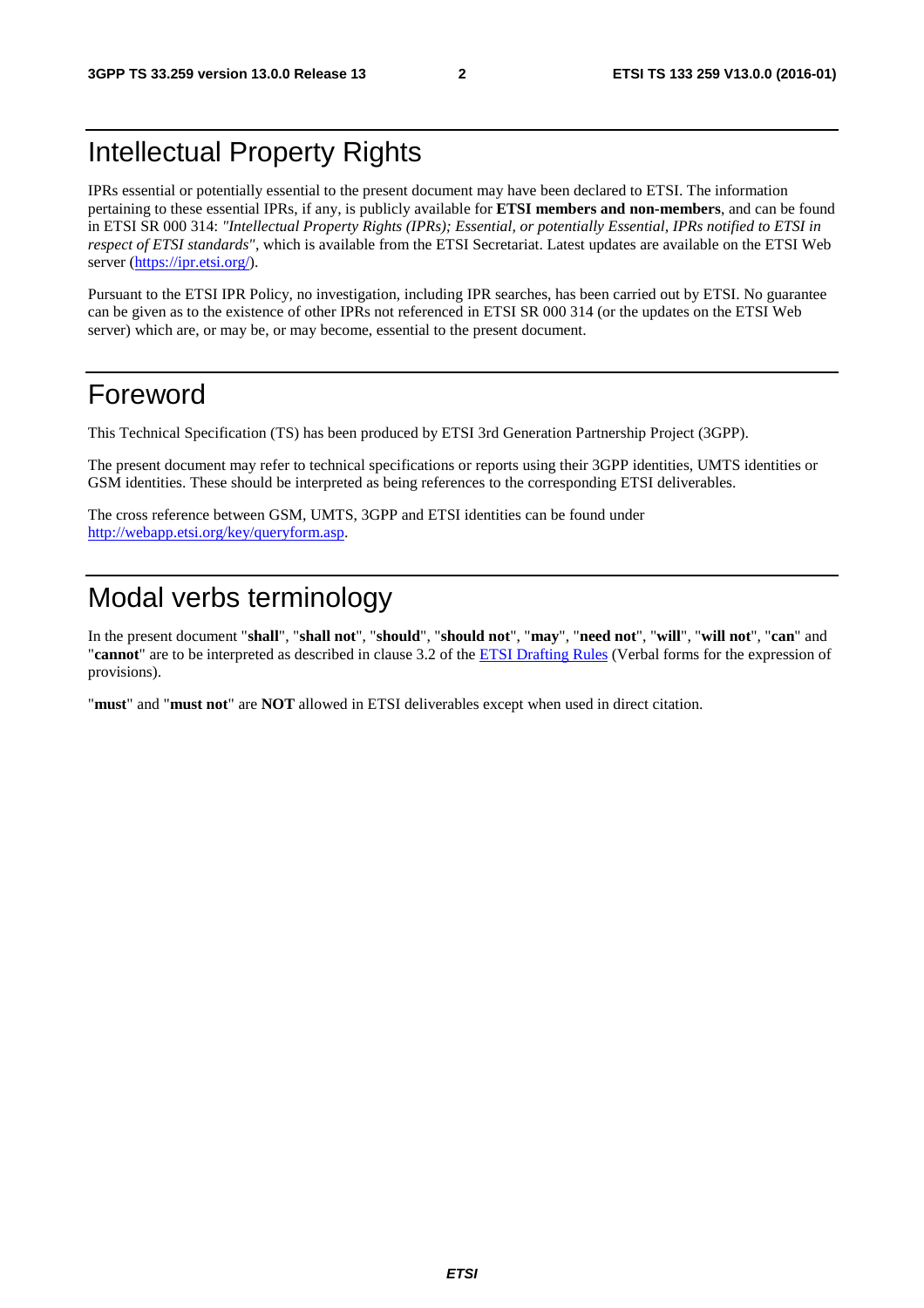# Intellectual Property Rights

IPRs essential or potentially essential to the present document may have been declared to ETSI. The information pertaining to these essential IPRs, if any, is publicly available for **ETSI members and non-members**, and can be found in ETSI SR 000 314: *"Intellectual Property Rights (IPRs); Essential, or potentially Essential, IPRs notified to ETSI in respect of ETSI standards"*, which is available from the ETSI Secretariat. Latest updates are available on the ETSI Web server (https://ipr.etsi.org/).

Pursuant to the ETSI IPR Policy, no investigation, including IPR searches, has been carried out by ETSI. No guarantee can be given as to the existence of other IPRs not referenced in ETSI SR 000 314 (or the updates on the ETSI Web server) which are, or may be, or may become, essential to the present document.

# Foreword

This Technical Specification (TS) has been produced by ETSI 3rd Generation Partnership Project (3GPP).

The present document may refer to technical specifications or reports using their 3GPP identities, UMTS identities or GSM identities. These should be interpreted as being references to the corresponding ETSI deliverables.

The cross reference between GSM, UMTS, 3GPP and ETSI identities can be found under http://webapp.etsi.org/key/queryform.asp.

# Modal verbs terminology

In the present document "**shall**", "**shall not**", "**should**", "**should not**", "**may**", "**need not**", "**will**", "**will not**", "**can**" and "**cannot**" are to be interpreted as described in clause 3.2 of the ETSI Drafting Rules (Verbal forms for the expression of provisions).

"**must**" and "**must not**" are **NOT** allowed in ETSI deliverables except when used in direct citation.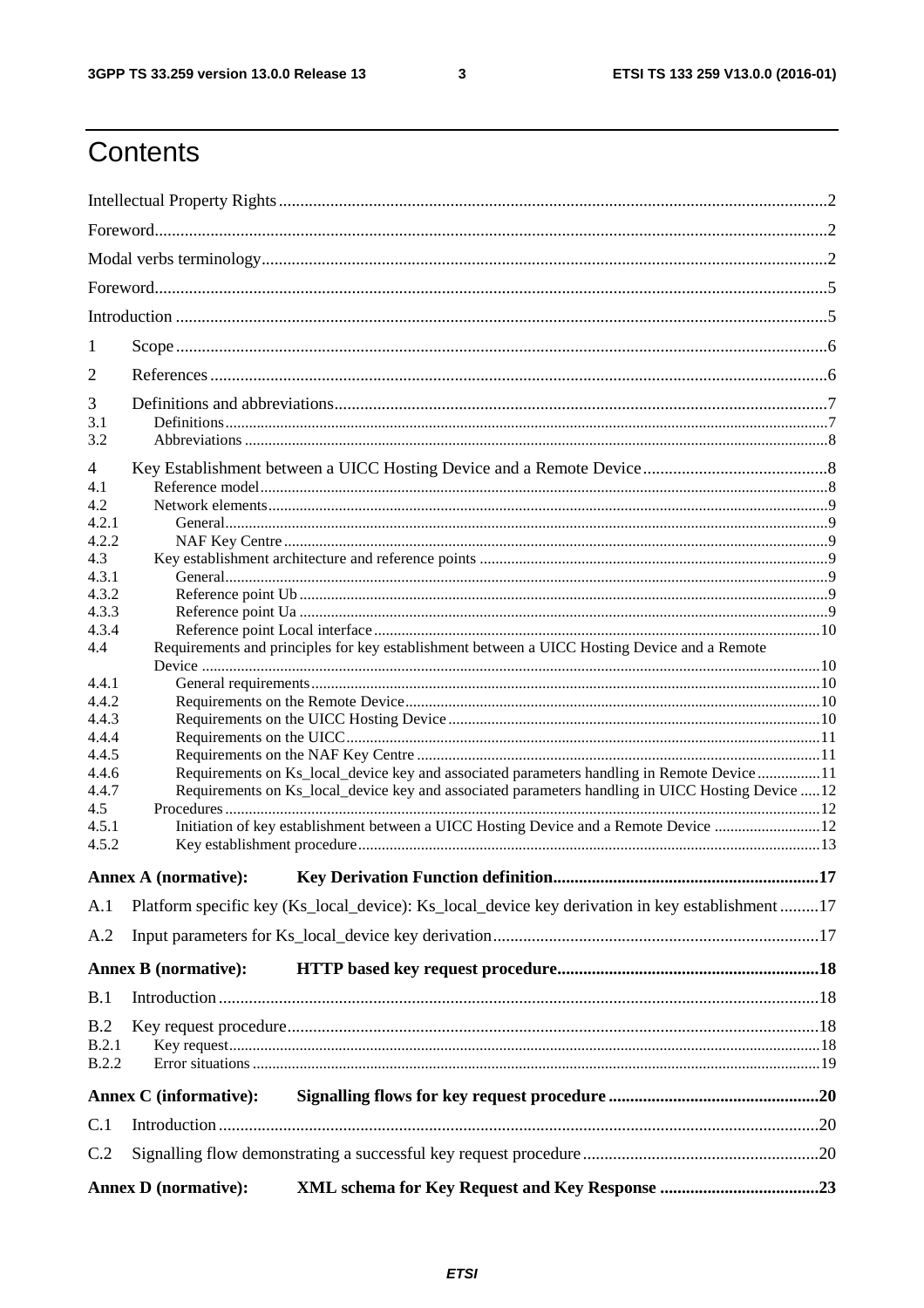# Contents

Intellectual Property Rights ..... 2

Foreword ..... 2

Modal verbs terminology ..... 2

Foreword ..... 5

Introduction ..... 5

1 Scope ..... 6

2 References ..... 6

3 Definitions and abbreviations ..... 7
3.1 Definitions ..... 7
3.2 Abbreviations ..... 8

4 Key Establishment between a UICC Hosting Device and a Remote Device ..... 8
4.1 Reference model ..... 8
4.2 Network elements ..... 9
4.2.1 General ..... 9
4.2.2 NAF Key Centre ..... 9
4.3 Key establishment architecture and reference points ..... 9
4.3.1 General ..... 9
4.3.2 Reference point Ub ..... 9
4.3.3 Reference point Ua ..... 9
4.3.4 Reference point Local interface ..... 10
4.4 Requirements and principles for key establishment between a UICC Hosting Device and a Remote Device ..... 10
4.4.1 General requirements ..... 10
4.4.2 Requirements on the Remote Device ..... 10
4.4.3 Requirements on the UICC Hosting Device ..... 10
4.4.4 Requirements on the UICC ..... 11
4.4.5 Requirements on the NAF Key Centre ..... 11
4.4.6 Requirements on Ks_local_device key and associated parameters handling in Remote Device ..... 11
4.4.7 Requirements on Ks_local_device key and associated parameters handling in UICC Hosting Device ..... 12
4.5 Procedures ..... 12
4.5.1 Initiation of key establishment between a UICC Hosting Device and a Remote Device ..... 12
4.5.2 Key establishment procedure ..... 13

**Annex A (normative): Key Derivation Function definition ..... 17**

A.1 Platform specific key (Ks_local_device): Ks_local_device key derivation in key establishment ..... 17

A.2 Input parameters for Ks_local_device key derivation ..... 17

**Annex B (normative): HTTP based key request procedure ..... 18**

B.1 Introduction ..... 18

B.2 Key request procedure ..... 18
B.2.1 Key request ..... 18
B.2.2 Error situations ..... 19

**Annex C (informative): Signalling flows for key request procedure ..... 20**

C.1 Introduction ..... 20

C.2 Signalling flow demonstrating a successful key request procedure ..... 20

**Annex D (normative): XML schema for Key Request and Key Response ..... 23**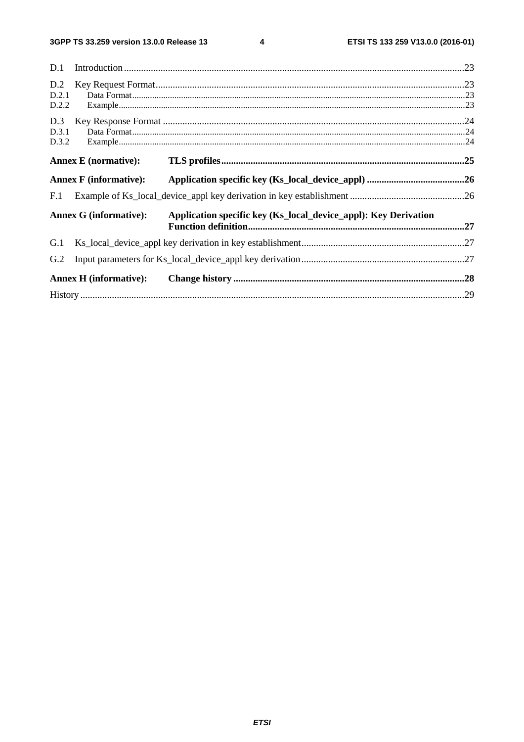D.1 Introduction .......................................................................................................................................... 23

D.2 Key Request Format ............................................................................................................................. 23
D.2.1 Data Format ....................................................................................................................................... 23
D.2.2 Example ............................................................................................................................................ 23

D.3 Key Response Format .......................................................................................................................... 24
D.3.1 Data Format ....................................................................................................................................... 24
D.3.2 Example ............................................................................................................................................ 24

**Annex E (normative): TLS profiles ................................................................................................... 25**

**Annex F (informative): Application specific key (Ks_local_device_appl) ........................................ 26**

F.1 Example of Ks_local_device_appl key derivation in key establishment ............................................... 26

**Annex G (informative): Application specific key (Ks_local_device_appl): Key Derivation Function definition ........................................................................................ 27**

G.1 Ks_local_device_appl key derivation in key establishment .................................................................. 27

G.2 Input parameters for Ks_local_device_appl key derivation ................................................................... 27

**Annex H (informative): Change history .............................................................................................. 28**

History ............................................................................................................................................................ 29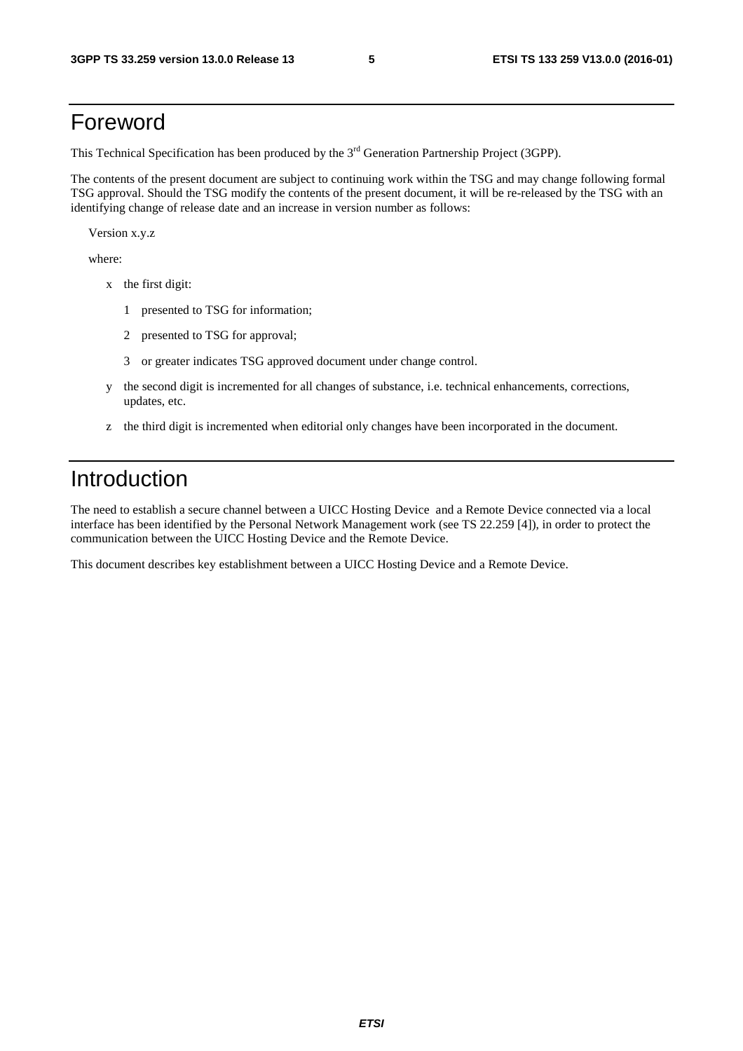# Foreword

This Technical Specification has been produced by the 3rd Generation Partnership Project (3GPP).

The contents of the present document are subject to continuing work within the TSG and may change following formal TSG approval. Should the TSG modify the contents of the present document, it will be re-released by the TSG with an identifying change of release date and an increase in version number as follows:

Version x.y.z

where:

- x the first digit:
  - 1 presented to TSG for information;
  - 2 presented to TSG for approval;
  - 3 or greater indicates TSG approved document under change control.
- y the second digit is incremented for all changes of substance, i.e. technical enhancements, corrections, updates, etc.
- z the third digit is incremented when editorial only changes have been incorporated in the document.

# Introduction

The need to establish a secure channel between a UICC Hosting Device and a Remote Device connected via a local interface has been identified by the Personal Network Management work (see TS 22.259 [4]), in order to protect the communication between the UICC Hosting Device and the Remote Device.

This document describes key establishment between a UICC Hosting Device and a Remote Device.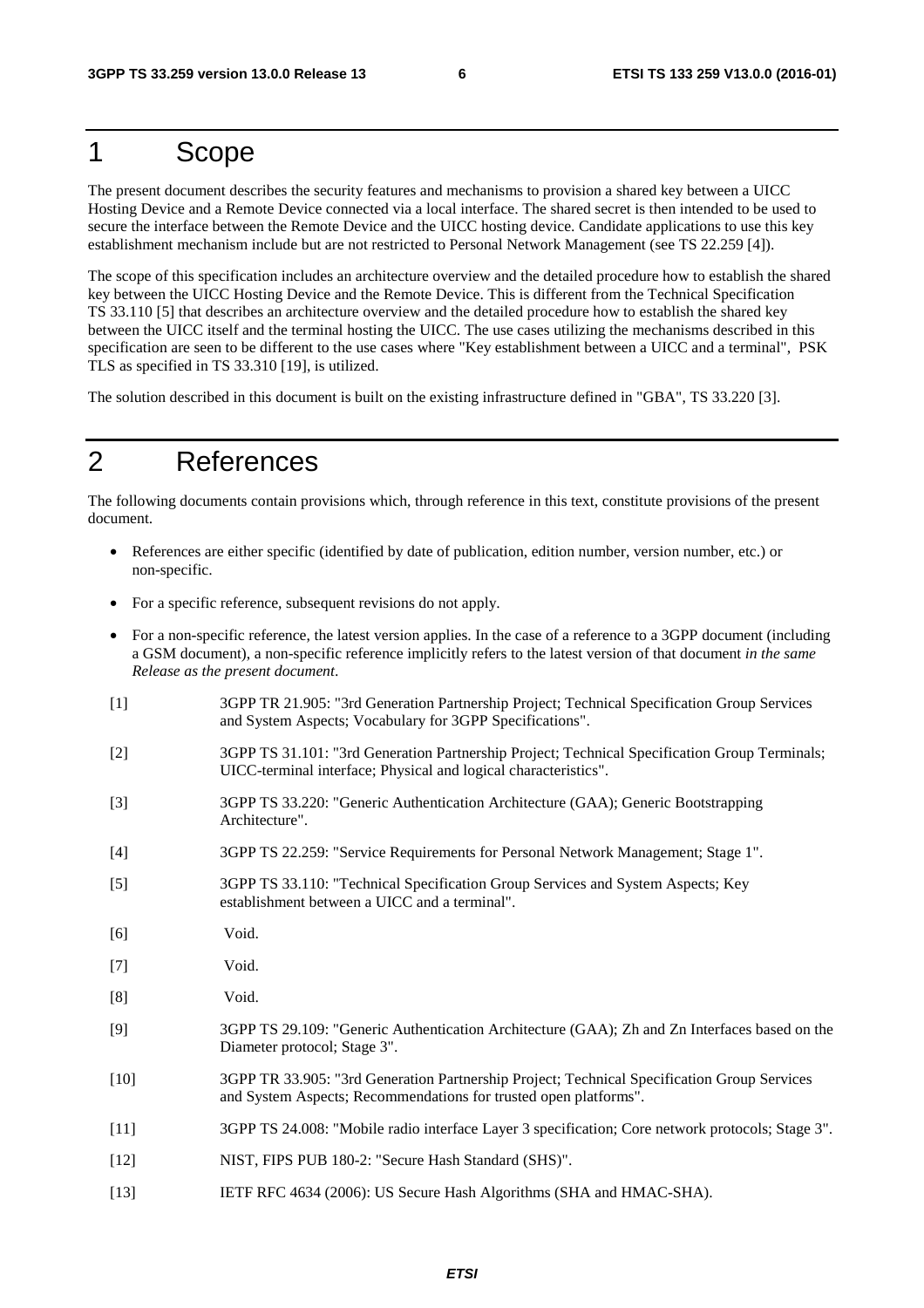# 1 Scope

The present document describes the security features and mechanisms to provision a shared key between a UICC Hosting Device and a Remote Device connected via a local interface. The shared secret is then intended to be used to secure the interface between the Remote Device and the UICC hosting device. Candidate applications to use this key establishment mechanism include but are not restricted to Personal Network Management (see TS 22.259 [4]).

The scope of this specification includes an architecture overview and the detailed procedure how to establish the shared key between the UICC Hosting Device and the Remote Device. This is different from the Technical Specification TS 33.110 [5] that describes an architecture overview and the detailed procedure how to establish the shared key between the UICC itself and the terminal hosting the UICC. The use cases utilizing the mechanisms described in this specification are seen to be different to the use cases where "Key establishment between a UICC and a terminal", PSK TLS as specified in TS 33.310 [19], is utilized.

The solution described in this document is built on the existing infrastructure defined in "GBA", TS 33.220 [3].

# 2 References

The following documents contain provisions which, through reference in this text, constitute provisions of the present document.

- References are either specific (identified by date of publication, edition number, version number, etc.) or non-specific.
- For a specific reference, subsequent revisions do not apply.
- For a non-specific reference, the latest version applies. In the case of a reference to a 3GPP document (including a GSM document), a non-specific reference implicitly refers to the latest version of that document *in the same Release as the present document*.

[1] 3GPP TR 21.905: "3rd Generation Partnership Project; Technical Specification Group Services and System Aspects; Vocabulary for 3GPP Specifications".

[2] 3GPP TS 31.101: "3rd Generation Partnership Project; Technical Specification Group Terminals; UICC-terminal interface; Physical and logical characteristics".

[3] 3GPP TS 33.220: "Generic Authentication Architecture (GAA); Generic Bootstrapping Architecture".

[4] 3GPP TS 22.259: "Service Requirements for Personal Network Management; Stage 1".

[5] 3GPP TS 33.110: "Technical Specification Group Services and System Aspects; Key establishment between a UICC and a terminal".

[6] Void.

[7] Void.

[8] Void.

[9] 3GPP TS 29.109: "Generic Authentication Architecture (GAA); Zh and Zn Interfaces based on the Diameter protocol; Stage 3".

[10] 3GPP TR 33.905: "3rd Generation Partnership Project; Technical Specification Group Services and System Aspects; Recommendations for trusted open platforms".

[11] 3GPP TS 24.008: "Mobile radio interface Layer 3 specification; Core network protocols; Stage 3".

[12] NIST, FIPS PUB 180-2: "Secure Hash Standard (SHS)".

[13] IETF RFC 4634 (2006): US Secure Hash Algorithms (SHA and HMAC-SHA).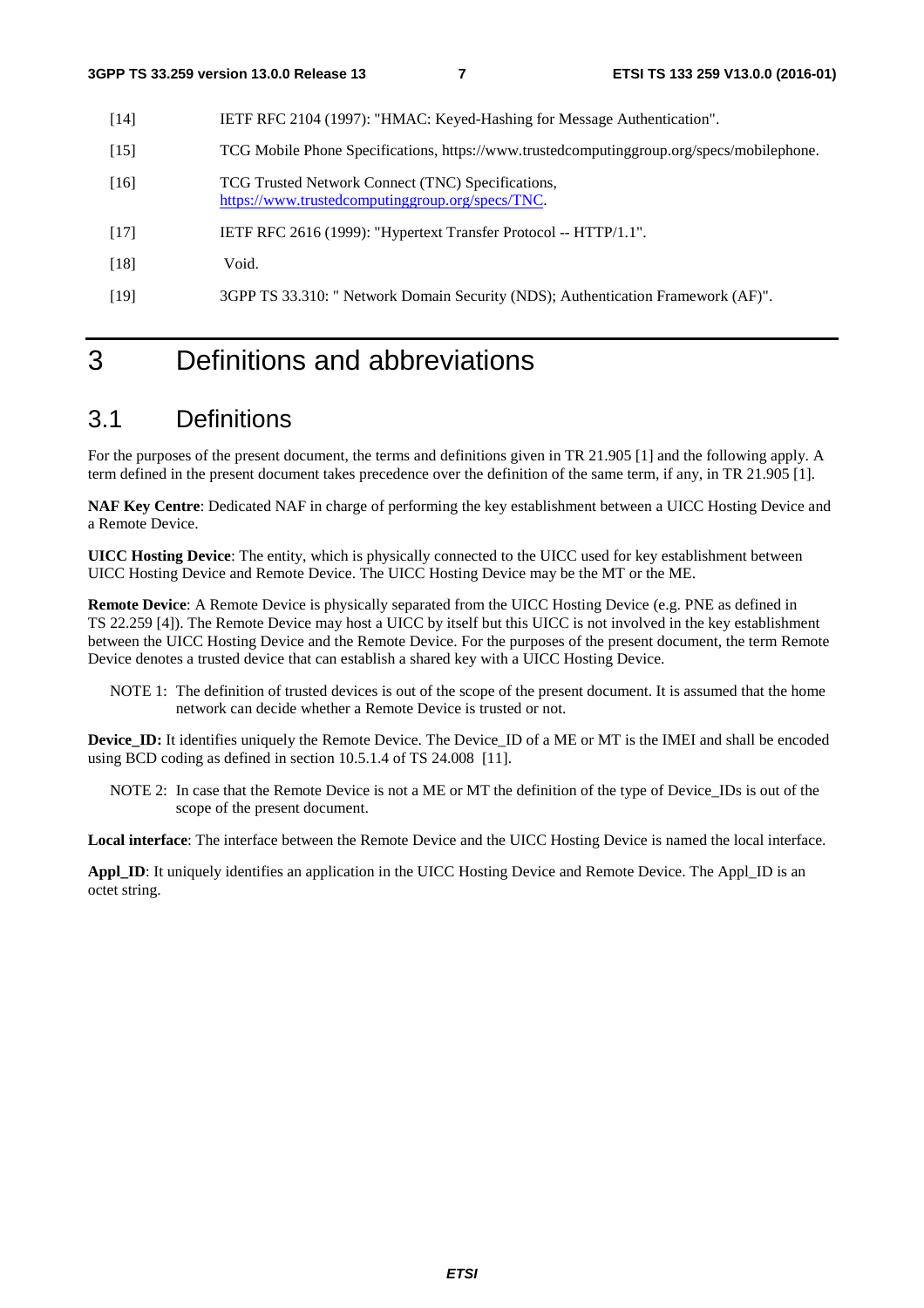[14] IETF RFC 2104 (1997): "HMAC: Keyed-Hashing for Message Authentication".

[15] TCG Mobile Phone Specifications, https://www.trustedcomputinggroup.org/specs/mobilephone.

[16] TCG Trusted Network Connect (TNC) Specifications, https://www.trustedcomputinggroup.org/specs/TNC.

[17] IETF RFC 2616 (1999): "Hypertext Transfer Protocol -- HTTP/1.1".

[18] Void.

[19] 3GPP TS 33.310: " Network Domain Security (NDS); Authentication Framework (AF)".

# 3 Definitions and abbreviations

## 3.1 Definitions

For the purposes of the present document, the terms and definitions given in TR 21.905 [1] and the following apply. A term defined in the present document takes precedence over the definition of the same term, if any, in TR 21.905 [1].

**NAF Key Centre**: Dedicated NAF in charge of performing the key establishment between a UICC Hosting Device and a Remote Device.

**UICC Hosting Device**: The entity, which is physically connected to the UICC used for key establishment between UICC Hosting Device and Remote Device. The UICC Hosting Device may be the MT or the ME.

**Remote Device**: A Remote Device is physically separated from the UICC Hosting Device (e.g. PNE as defined in TS 22.259 [4]). The Remote Device may host a UICC by itself but this UICC is not involved in the key establishment between the UICC Hosting Device and the Remote Device. For the purposes of the present document, the term Remote Device denotes a trusted device that can establish a shared key with a UICC Hosting Device.

NOTE 1: The definition of trusted devices is out of the scope of the present document. It is assumed that the home network can decide whether a Remote Device is trusted or not.

**Device_ID:** It identifies uniquely the Remote Device. The Device_ID of a ME or MT is the IMEI and shall be encoded using BCD coding as defined in section 10.5.1.4 of TS 24.008 [11].

NOTE 2: In case that the Remote Device is not a ME or MT the definition of the type of Device_IDs is out of the scope of the present document.

**Local interface**: The interface between the Remote Device and the UICC Hosting Device is named the local interface.

**Appl_ID**: It uniquely identifies an application in the UICC Hosting Device and Remote Device. The Appl_ID is an octet string.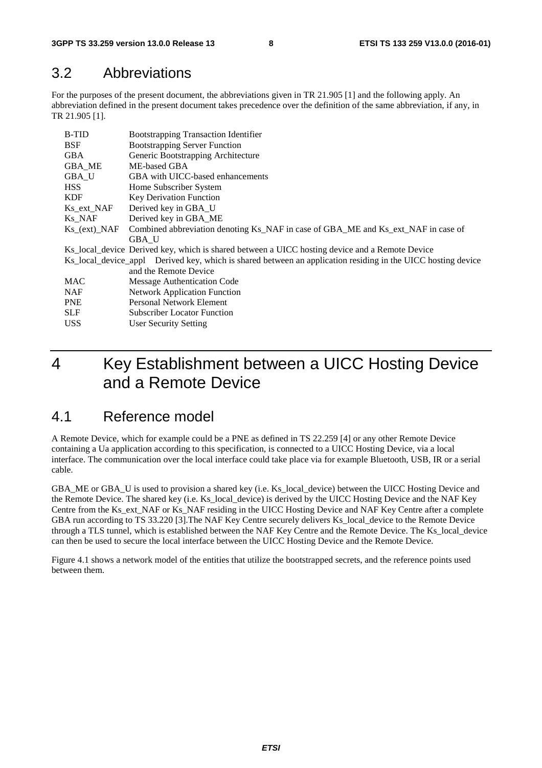## 3.2 Abbreviations

For the purposes of the present document, the abbreviations given in TR 21.905 [1] and the following apply. An abbreviation defined in the present document takes precedence over the definition of the same abbreviation, if any, in TR 21.905 [1].

| | |
|---|---|
| B-TID | Bootstrapping Transaction Identifier |
| BSF | Bootstrapping Server Function |
| GBA | Generic Bootstrapping Architecture |
| GBA_ME | ME-based GBA |
| GBA_U | GBA with UICC-based enhancements |
| HSS | Home Subscriber System |
| KDF | Key Derivation Function |
| Ks_ext_NAF | Derived key in GBA_U |
| Ks_NAF | Derived key in GBA_ME |
| Ks_(ext)_NAF | Combined abbreviation denoting Ks_NAF in case of GBA_ME and Ks_ext_NAF in case of GBA_U |
| Ks_local_device | Derived key, which is shared between a UICC hosting device and a Remote Device |
| Ks_local_device_appl | Derived key, which is shared between an application residing in the UICC hosting device and the Remote Device |
| MAC | Message Authentication Code |
| NAF | Network Application Function |
| PNE | Personal Network Element |
| SLF | Subscriber Locator Function |
| USS | User Security Setting |

# 4 Key Establishment between a UICC Hosting Device and a Remote Device

## 4.1 Reference model

A Remote Device, which for example could be a PNE as defined in TS 22.259 [4] or any other Remote Device containing a Ua application according to this specification, is connected to a UICC Hosting Device, via a local interface. The communication over the local interface could take place via for example Bluetooth, USB, IR or a serial cable.

GBA_ME or GBA_U is used to provision a shared key (i.e. Ks_local_device) between the UICC Hosting Device and the Remote Device. The shared key (i.e. Ks_local_device) is derived by the UICC Hosting Device and the NAF Key Centre from the Ks_ext_NAF or Ks_NAF residing in the UICC Hosting Device and NAF Key Centre after a complete GBA run according to TS 33.220 [3].The NAF Key Centre securely delivers Ks_local_device to the Remote Device through a TLS tunnel, which is established between the NAF Key Centre and the Remote Device. The Ks_local_device can then be used to secure the local interface between the UICC Hosting Device and the Remote Device.

Figure 4.1 shows a network model of the entities that utilize the bootstrapped secrets, and the reference points used between them.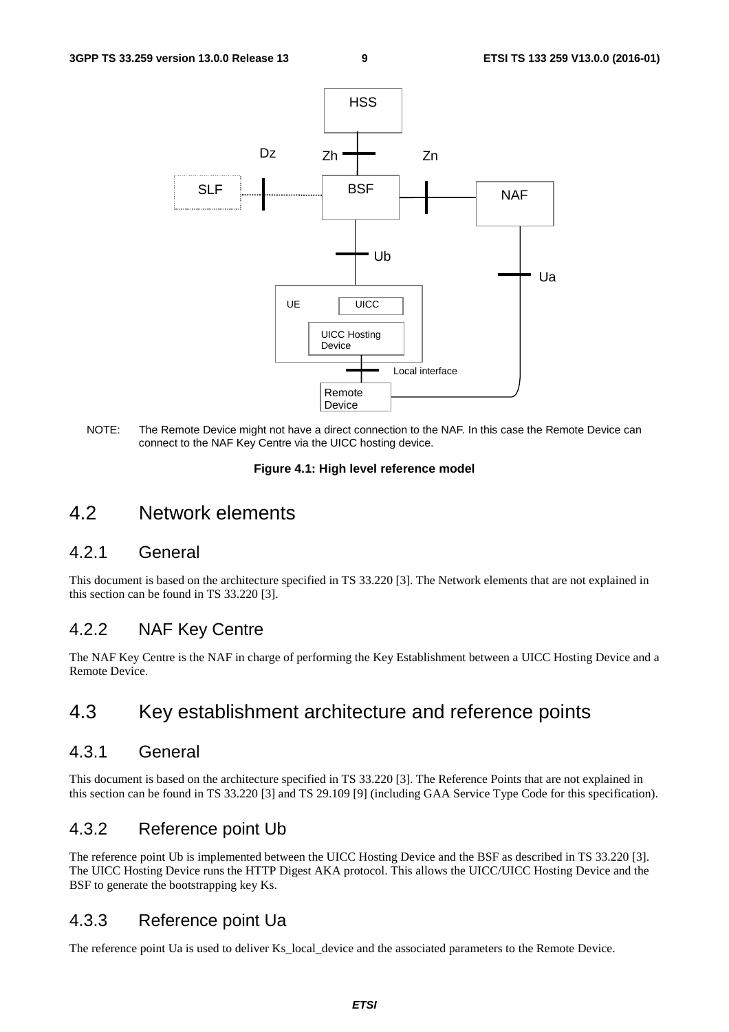NOTE: The Remote Device might not have a direct connection to the NAF. In this case the Remote Device can connect to the NAF Key Centre via the UICC hosting device.

**Figure 4.1: High level reference model**

## 4.2 Network elements

### 4.2.1 General

This document is based on the architecture specified in TS 33.220 [3]. The Network elements that are not explained in this section can be found in TS 33.220 [3].

### 4.2.2 NAF Key Centre

The NAF Key Centre is the NAF in charge of performing the Key Establishment between a UICC Hosting Device and a Remote Device.

## 4.3 Key establishment architecture and reference points

### 4.3.1 General

This document is based on the architecture specified in TS 33.220 [3]. The Reference Points that are not explained in this section can be found in TS 33.220 [3] and TS 29.109 [9] (including GAA Service Type Code for this specification).

### 4.3.2 Reference point Ub

The reference point Ub is implemented between the UICC Hosting Device and the BSF as described in TS 33.220 [3]. The UICC Hosting Device runs the HTTP Digest AKA protocol. This allows the UICC/UICC Hosting Device and the BSF to generate the bootstrapping key Ks.

### 4.3.3 Reference point Ua

The reference point Ua is used to deliver Ks_local_device and the associated parameters to the Remote Device.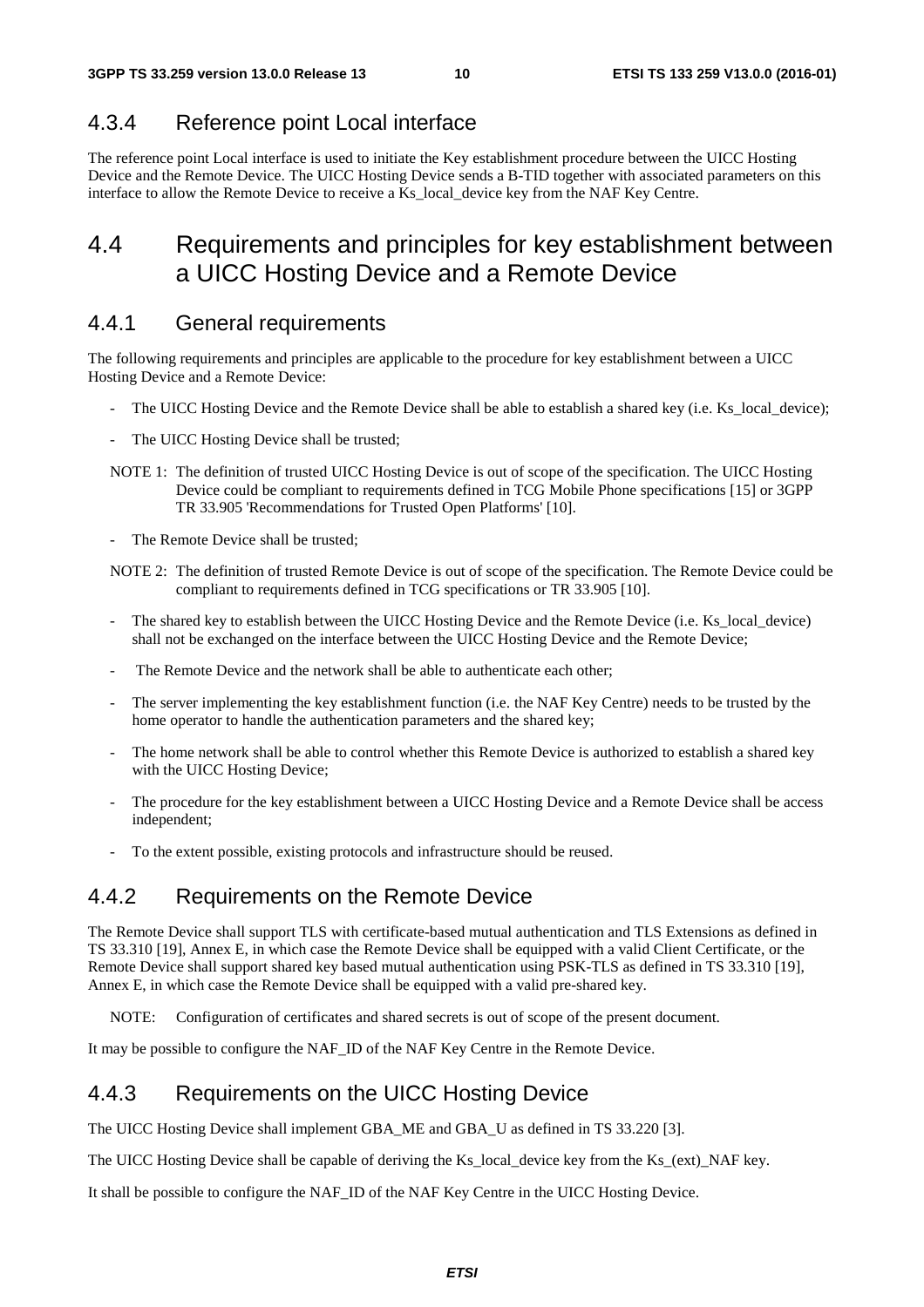### 4.3.4 Reference point Local interface

The reference point Local interface is used to initiate the Key establishment procedure between the UICC Hosting Device and the Remote Device. The UICC Hosting Device sends a B-TID together with associated parameters on this interface to allow the Remote Device to receive a Ks_local_device key from the NAF Key Centre.

## 4.4 Requirements and principles for key establishment between a UICC Hosting Device and a Remote Device

### 4.4.1 General requirements

The following requirements and principles are applicable to the procedure for key establishment between a UICC Hosting Device and a Remote Device:

- The UICC Hosting Device and the Remote Device shall be able to establish a shared key (i.e. Ks_local_device);
- The UICC Hosting Device shall be trusted;

NOTE 1: The definition of trusted UICC Hosting Device is out of scope of the specification. The UICC Hosting Device could be compliant to requirements defined in TCG Mobile Phone specifications [15] or 3GPP TR 33.905 'Recommendations for Trusted Open Platforms' [10].

- The Remote Device shall be trusted;

NOTE 2: The definition of trusted Remote Device is out of scope of the specification. The Remote Device could be compliant to requirements defined in TCG specifications or TR 33.905 [10].

- The shared key to establish between the UICC Hosting Device and the Remote Device (i.e. Ks_local_device) shall not be exchanged on the interface between the UICC Hosting Device and the Remote Device;
- The Remote Device and the network shall be able to authenticate each other;
- The server implementing the key establishment function (i.e. the NAF Key Centre) needs to be trusted by the home operator to handle the authentication parameters and the shared key;
- The home network shall be able to control whether this Remote Device is authorized to establish a shared key with the UICC Hosting Device;
- The procedure for the key establishment between a UICC Hosting Device and a Remote Device shall be access independent;
- To the extent possible, existing protocols and infrastructure should be reused.

### 4.4.2 Requirements on the Remote Device

The Remote Device shall support TLS with certificate-based mutual authentication and TLS Extensions as defined in TS 33.310 [19], Annex E, in which case the Remote Device shall be equipped with a valid Client Certificate, or the Remote Device shall support shared key based mutual authentication using PSK-TLS as defined in TS 33.310 [19], Annex E, in which case the Remote Device shall be equipped with a valid pre-shared key.

NOTE: Configuration of certificates and shared secrets is out of scope of the present document.

It may be possible to configure the NAF_ID of the NAF Key Centre in the Remote Device.

### 4.4.3 Requirements on the UICC Hosting Device

The UICC Hosting Device shall implement GBA_ME and GBA_U as defined in TS 33.220 [3].

The UICC Hosting Device shall be capable of deriving the Ks_local_device key from the Ks_(ext)_NAF key.

It shall be possible to configure the NAF_ID of the NAF Key Centre in the UICC Hosting Device.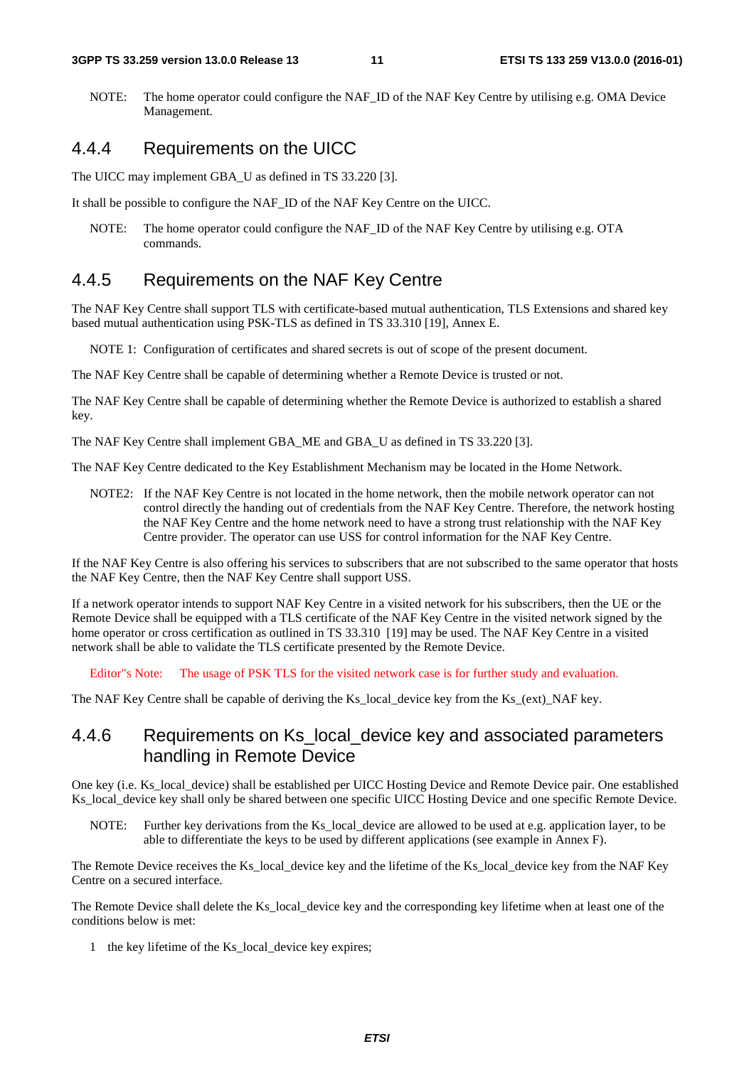NOTE: The home operator could configure the NAF_ID of the NAF Key Centre by utilising e.g. OMA Device Management.

### 4.4.4 Requirements on the UICC

The UICC may implement GBA_U as defined in TS 33.220 [3].

It shall be possible to configure the NAF_ID of the NAF Key Centre on the UICC.

NOTE: The home operator could configure the NAF_ID of the NAF Key Centre by utilising e.g. OTA commands.

### 4.4.5 Requirements on the NAF Key Centre

The NAF Key Centre shall support TLS with certificate-based mutual authentication, TLS Extensions and shared key based mutual authentication using PSK-TLS as defined in TS 33.310 [19], Annex E.

NOTE 1: Configuration of certificates and shared secrets is out of scope of the present document.

The NAF Key Centre shall be capable of determining whether a Remote Device is trusted or not.

The NAF Key Centre shall be capable of determining whether the Remote Device is authorized to establish a shared key.

The NAF Key Centre shall implement GBA_ME and GBA_U as defined in TS 33.220 [3].

The NAF Key Centre dedicated to the Key Establishment Mechanism may be located in the Home Network.

NOTE2: If the NAF Key Centre is not located in the home network, then the mobile network operator can not control directly the handing out of credentials from the NAF Key Centre. Therefore, the network hosting the NAF Key Centre and the home network need to have a strong trust relationship with the NAF Key Centre provider. The operator can use USS for control information for the NAF Key Centre.

If the NAF Key Centre is also offering his services to subscribers that are not subscribed to the same operator that hosts the NAF Key Centre, then the NAF Key Centre shall support USS.

If a network operator intends to support NAF Key Centre in a visited network for his subscribers, then the UE or the Remote Device shall be equipped with a TLS certificate of the NAF Key Centre in the visited network signed by the home operator or cross certification as outlined in TS 33.310 [19] may be used. The NAF Key Centre in a visited network shall be able to validate the TLS certificate presented by the Remote Device.

Editor"s Note: The usage of PSK TLS for the visited network case is for further study and evaluation.

The NAF Key Centre shall be capable of deriving the Ks_local_device key from the Ks_(ext)_NAF key.

### 4.4.6 Requirements on Ks_local_device key and associated parameters handling in Remote Device

One key (i.e. Ks_local_device) shall be established per UICC Hosting Device and Remote Device pair. One established Ks_local_device key shall only be shared between one specific UICC Hosting Device and one specific Remote Device.

NOTE: Further key derivations from the Ks_local_device are allowed to be used at e.g. application layer, to be able to differentiate the keys to be used by different applications (see example in Annex F).

The Remote Device receives the Ks_local_device key and the lifetime of the Ks_local_device key from the NAF Key Centre on a secured interface.

The Remote Device shall delete the Ks_local_device key and the corresponding key lifetime when at least one of the conditions below is met:

1 the key lifetime of the Ks_local_device key expires;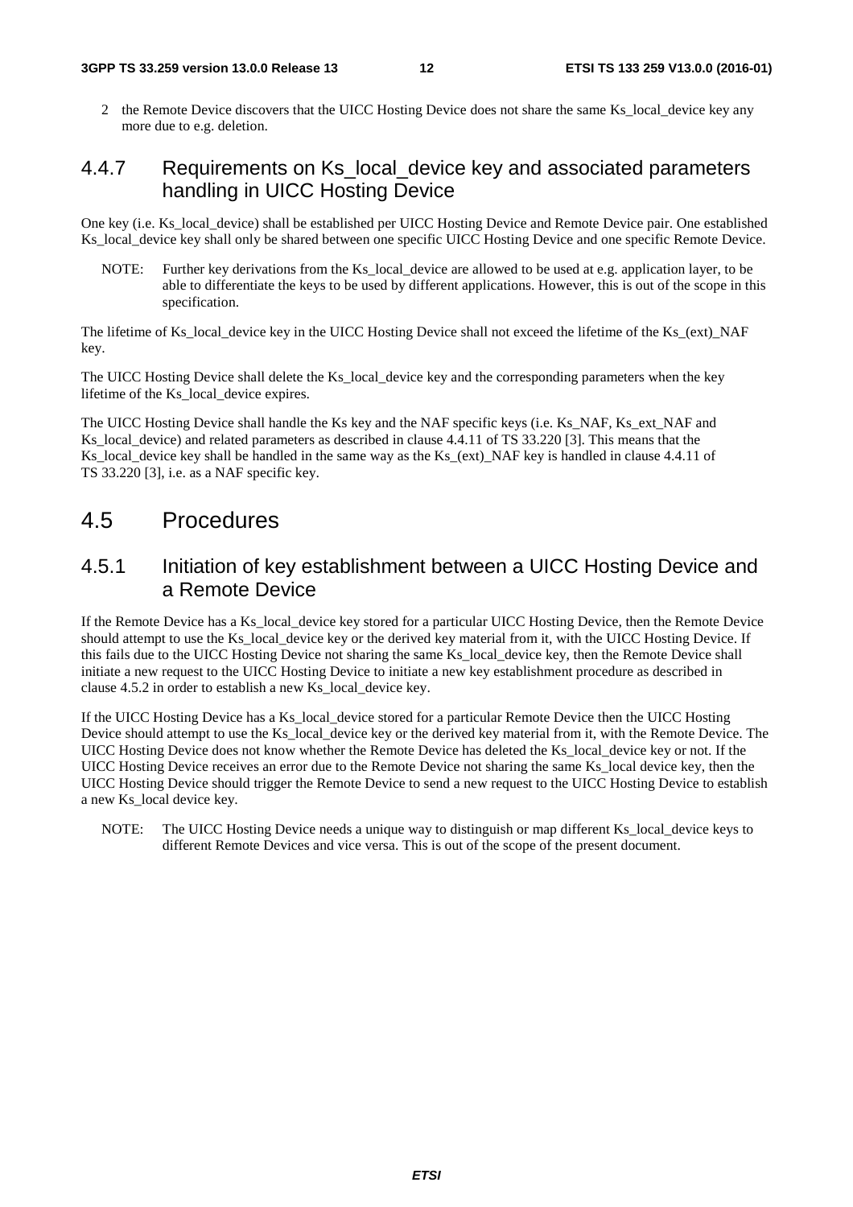2 the Remote Device discovers that the UICC Hosting Device does not share the same Ks_local_device key any more due to e.g. deletion.

### 4.4.7 Requirements on Ks_local_device key and associated parameters handling in UICC Hosting Device

One key (i.e. Ks_local_device) shall be established per UICC Hosting Device and Remote Device pair. One established Ks_local_device key shall only be shared between one specific UICC Hosting Device and one specific Remote Device.

NOTE: Further key derivations from the Ks_local_device are allowed to be used at e.g. application layer, to be able to differentiate the keys to be used by different applications. However, this is out of the scope in this specification.

The lifetime of Ks_local_device key in the UICC Hosting Device shall not exceed the lifetime of the Ks_(ext)_NAF key.

The UICC Hosting Device shall delete the Ks_local_device key and the corresponding parameters when the key lifetime of the Ks_local_device expires.

The UICC Hosting Device shall handle the Ks key and the NAF specific keys (i.e. Ks_NAF, Ks_ext_NAF and Ks_local_device) and related parameters as described in clause 4.4.11 of TS 33.220 [3]. This means that the Ks_local_device key shall be handled in the same way as the Ks_(ext)_NAF key is handled in clause 4.4.11 of TS 33.220 [3], i.e. as a NAF specific key.

## 4.5 Procedures

### 4.5.1 Initiation of key establishment between a UICC Hosting Device and a Remote Device

If the Remote Device has a Ks_local_device key stored for a particular UICC Hosting Device, then the Remote Device should attempt to use the Ks_local_device key or the derived key material from it, with the UICC Hosting Device. If this fails due to the UICC Hosting Device not sharing the same Ks_local_device key, then the Remote Device shall initiate a new request to the UICC Hosting Device to initiate a new key establishment procedure as described in clause 4.5.2 in order to establish a new Ks_local_device key.

If the UICC Hosting Device has a Ks_local_device stored for a particular Remote Device then the UICC Hosting Device should attempt to use the Ks_local_device key or the derived key material from it, with the Remote Device. The UICC Hosting Device does not know whether the Remote Device has deleted the Ks_local_device key or not. If the UICC Hosting Device receives an error due to the Remote Device not sharing the same Ks_local device key, then the UICC Hosting Device should trigger the Remote Device to send a new request to the UICC Hosting Device to establish a new Ks_local device key.

NOTE: The UICC Hosting Device needs a unique way to distinguish or map different Ks_local_device keys to different Remote Devices and vice versa. This is out of the scope of the present document.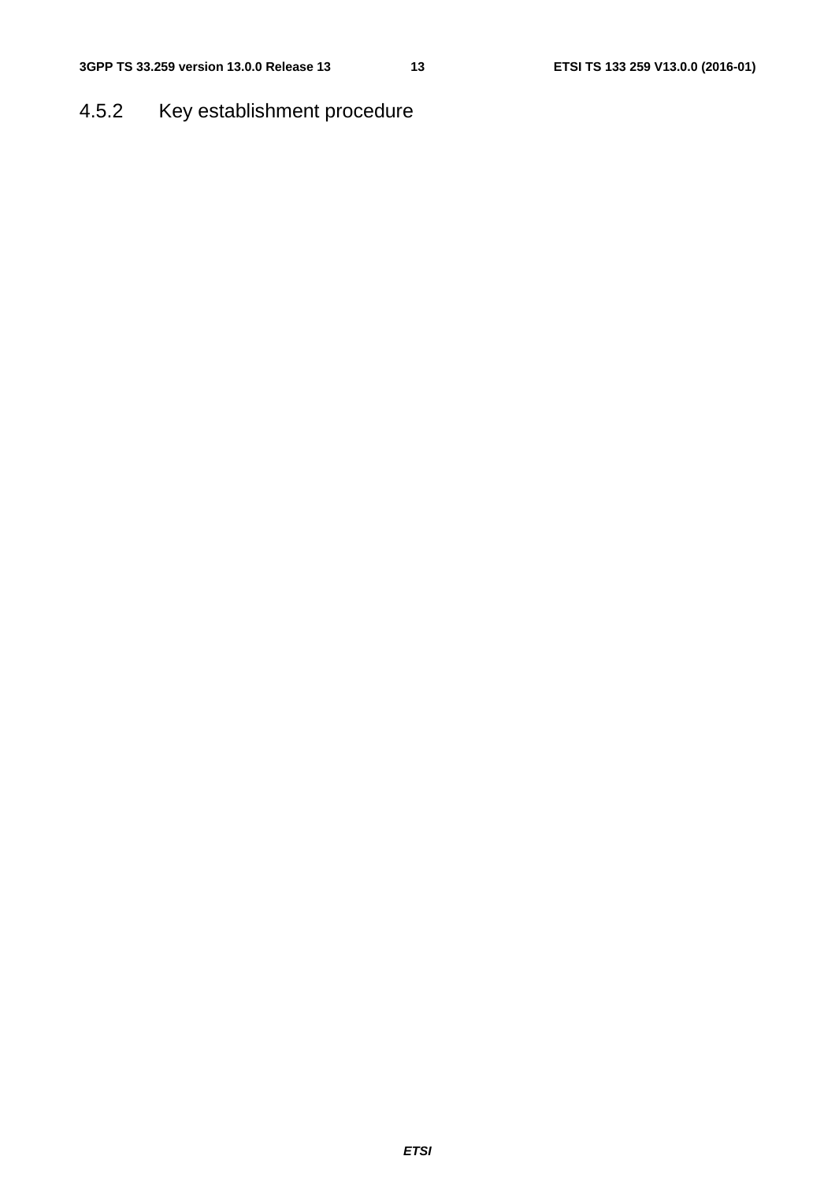### 4.5.2 Key establishment procedure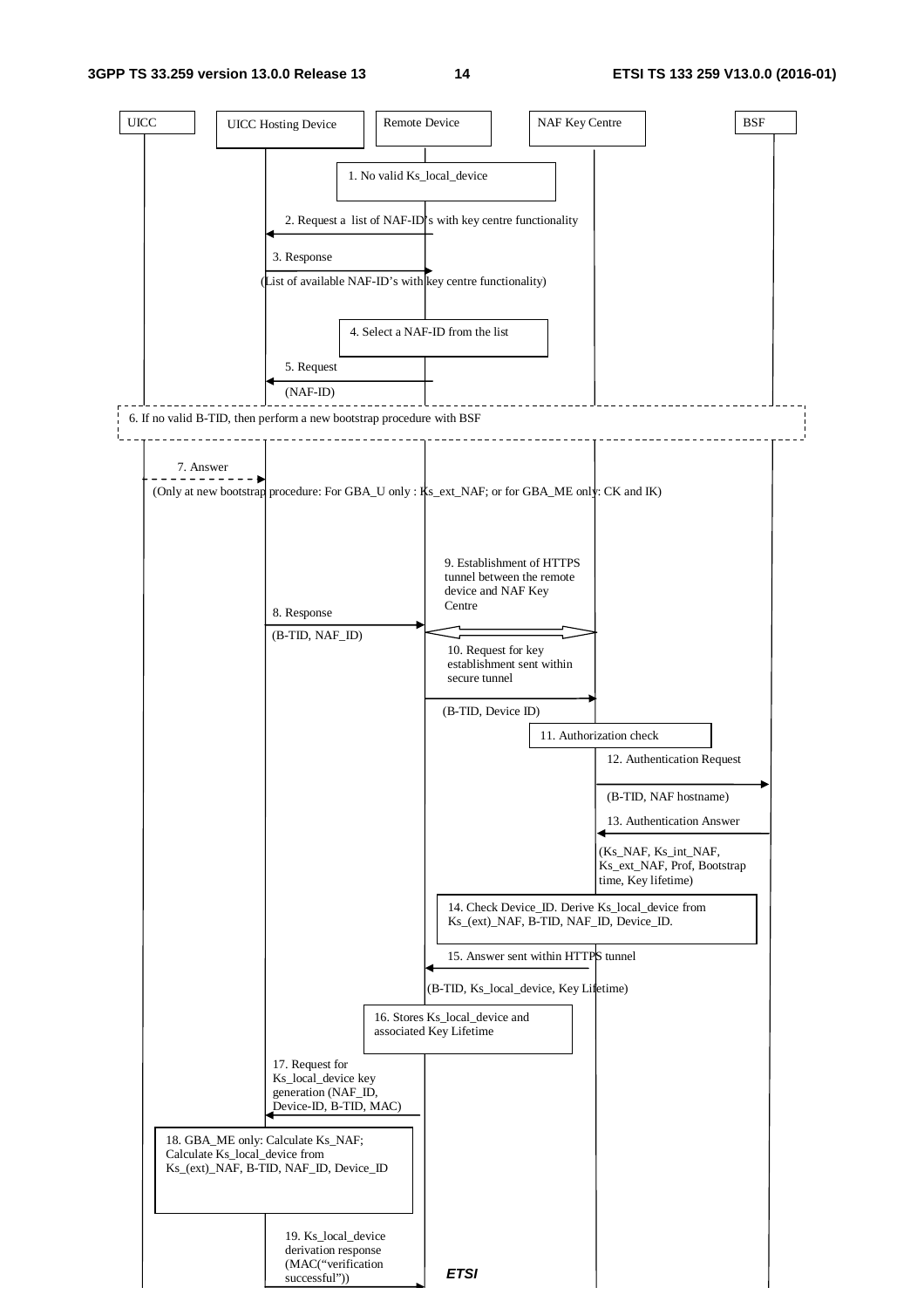UICC | UICC Hosting Device | Remote Device | NAF Key Centre | BSF

1. No valid Ks_local_device

2. Request a list of NAF-ID's with key centre functionality

3. Response

(List of available NAF-ID's with key centre functionality)

4. Select a NAF-ID from the list

5. Request

(NAF-ID)

6. If no valid B-TID, then perform a new bootstrap procedure with BSF

7. Answer

(Only at new bootstrap procedure: For GBA_U only : Ks_ext_NAF; or for GBA_ME only: CK and IK)

9. Establishment of HTTPS tunnel between the remote device and NAF Key Centre

8. Response

(B-TID, NAF_ID)

10. Request for key establishment sent within secure tunnel

(B-TID, Device ID)

11. Authorization check

12. Authentication Request

(B-TID, NAF hostname)

13. Authentication Answer

(Ks_NAF, Ks_int_NAF, Ks_ext_NAF, Prof, Bootstrap time, Key lifetime)

14. Check Device_ID. Derive Ks_local_device from Ks_(ext)_NAF, B-TID, NAF_ID, Device_ID.

15. Answer sent within HTTPS tunnel

(B-TID, Ks_local_device, Key Lifetime)

16. Stores Ks_local_device and associated Key Lifetime

17. Request for Ks_local_device key generation (NAF_ID, Device-ID, B-TID, MAC)

18. GBA_ME only: Calculate Ks_NAF; Calculate Ks_local_device from Ks_(ext)_NAF, B-TID, NAF_ID, Device_ID

19. Ks_local_device derivation response (MAC("verification successful"))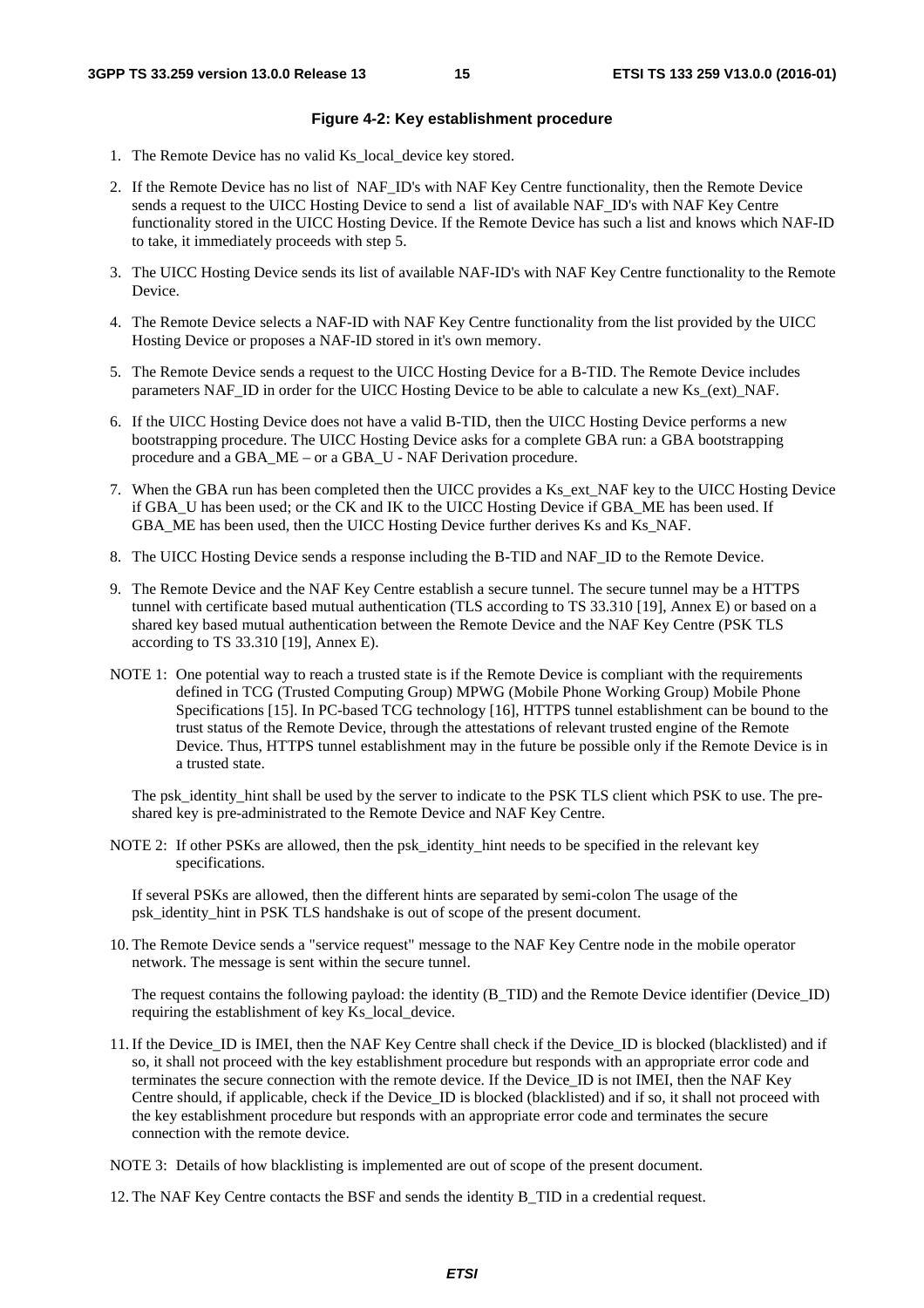**Figure 4-2: Key establishment procedure**

1. The Remote Device has no valid Ks_local_device key stored.

2. If the Remote Device has no list of NAF_ID's with NAF Key Centre functionality, then the Remote Device sends a request to the UICC Hosting Device to send a list of available NAF_ID's with NAF Key Centre functionality stored in the UICC Hosting Device. If the Remote Device has such a list and knows which NAF-ID to take, it immediately proceeds with step 5.

3. The UICC Hosting Device sends its list of available NAF-ID's with NAF Key Centre functionality to the Remote Device.

4. The Remote Device selects a NAF-ID with NAF Key Centre functionality from the list provided by the UICC Hosting Device or proposes a NAF-ID stored in it's own memory.

5. The Remote Device sends a request to the UICC Hosting Device for a B-TID. The Remote Device includes parameters NAF_ID in order for the UICC Hosting Device to be able to calculate a new Ks_(ext)_NAF.

6. If the UICC Hosting Device does not have a valid B-TID, then the UICC Hosting Device performs a new bootstrapping procedure. The UICC Hosting Device asks for a complete GBA run: a GBA bootstrapping procedure and a GBA_ME – or a GBA_U - NAF Derivation procedure.

7. When the GBA run has been completed then the UICC provides a Ks_ext_NAF key to the UICC Hosting Device if GBA_U has been used; or the CK and IK to the UICC Hosting Device if GBA_ME has been used. If GBA_ME has been used, then the UICC Hosting Device further derives Ks and Ks_NAF.

8. The UICC Hosting Device sends a response including the B-TID and NAF_ID to the Remote Device.

9. The Remote Device and the NAF Key Centre establish a secure tunnel. The secure tunnel may be a HTTPS tunnel with certificate based mutual authentication (TLS according to TS 33.310 [19], Annex E) or based on a shared key based mutual authentication between the Remote Device and the NAF Key Centre (PSK TLS according to TS 33.310 [19], Annex E).

NOTE 1: One potential way to reach a trusted state is if the Remote Device is compliant with the requirements defined in TCG (Trusted Computing Group) MPWG (Mobile Phone Working Group) Mobile Phone Specifications [15]. In PC-based TCG technology [16], HTTPS tunnel establishment can be bound to the trust status of the Remote Device, through the attestations of relevant trusted engine of the Remote Device. Thus, HTTPS tunnel establishment may in the future be possible only if the Remote Device is in a trusted state.

The psk_identity_hint shall be used by the server to indicate to the PSK TLS client which PSK to use. The pre-shared key is pre-administrated to the Remote Device and NAF Key Centre.

NOTE 2: If other PSKs are allowed, then the psk_identity_hint needs to be specified in the relevant key specifications.

If several PSKs are allowed, then the different hints are separated by semi-colon The usage of the psk_identity_hint in PSK TLS handshake is out of scope of the present document.

10. The Remote Device sends a "service request" message to the NAF Key Centre node in the mobile operator network. The message is sent within the secure tunnel.

    The request contains the following payload: the identity (B_TID) and the Remote Device identifier (Device_ID) requiring the establishment of key Ks_local_device.

11. If the Device_ID is IMEI, then the NAF Key Centre shall check if the Device_ID is blocked (blacklisted) and if so, it shall not proceed with the key establishment procedure but responds with an appropriate error code and terminates the secure connection with the remote device. If the Device_ID is not IMEI, then the NAF Key Centre should, if applicable, check if the Device_ID is blocked (blacklisted) and if so, it shall not proceed with the key establishment procedure but responds with an appropriate error code and terminates the secure connection with the remote device.

NOTE 3: Details of how blacklisting is implemented are out of scope of the present document.

12. The NAF Key Centre contacts the BSF and sends the identity B_TID in a credential request.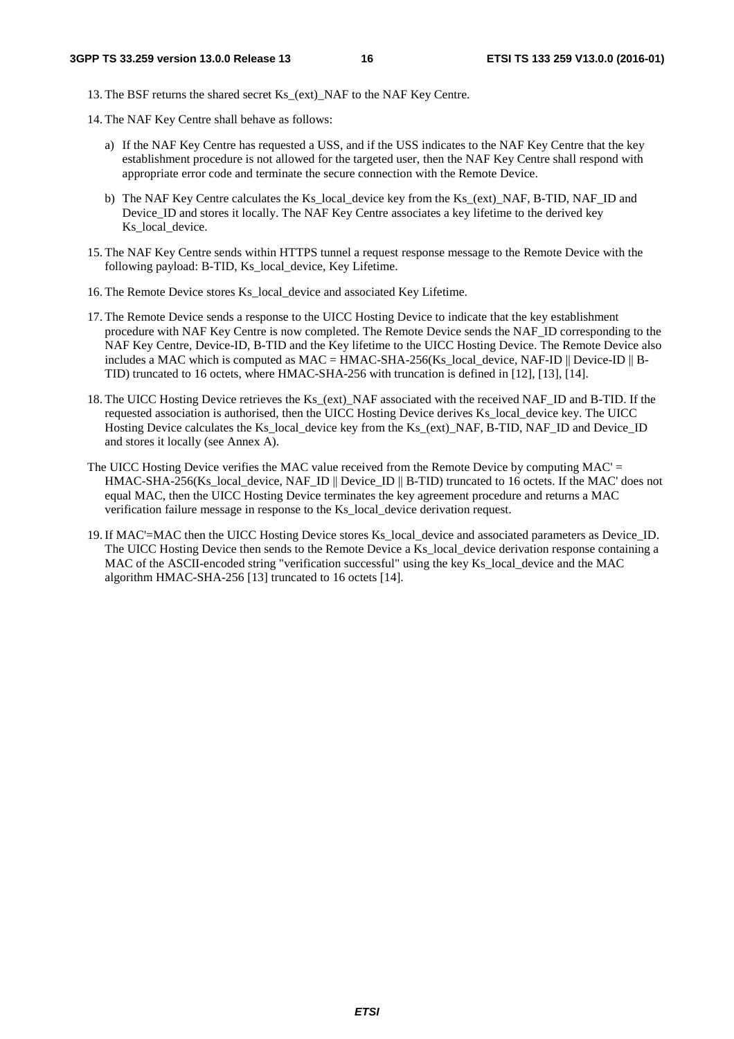13. The BSF returns the shared secret Ks_(ext)_NAF to the NAF Key Centre.

14. The NAF Key Centre shall behave as follows:

    a) If the NAF Key Centre has requested a USS, and if the USS indicates to the NAF Key Centre that the key establishment procedure is not allowed for the targeted user, then the NAF Key Centre shall respond with appropriate error code and terminate the secure connection with the Remote Device.

    b) The NAF Key Centre calculates the Ks_local_device key from the Ks_(ext)_NAF, B-TID, NAF_ID and Device_ID and stores it locally. The NAF Key Centre associates a key lifetime to the derived key Ks_local_device.

15. The NAF Key Centre sends within HTTPS tunnel a request response message to the Remote Device with the following payload: B-TID, Ks_local_device, Key Lifetime.

16. The Remote Device stores Ks_local_device and associated Key Lifetime.

17. The Remote Device sends a response to the UICC Hosting Device to indicate that the key establishment procedure with NAF Key Centre is now completed. The Remote Device sends the NAF_ID corresponding to the NAF Key Centre, Device-ID, B-TID and the Key lifetime to the UICC Hosting Device. The Remote Device also includes a MAC which is computed as MAC = HMAC-SHA-256(Ks_local_device, NAF-ID || Device-ID || B-TID) truncated to 16 octets, where HMAC-SHA-256 with truncation is defined in [12], [13], [14].

18. The UICC Hosting Device retrieves the Ks_(ext)_NAF associated with the received NAF_ID and B-TID. If the requested association is authorised, then the UICC Hosting Device derives Ks_local_device key. The UICC Hosting Device calculates the Ks_local_device key from the Ks_(ext)_NAF, B-TID, NAF_ID and Device_ID and stores it locally (see Annex A).

The UICC Hosting Device verifies the MAC value received from the Remote Device by computing MAC' = HMAC-SHA-256(Ks_local_device, NAF_ID || Device_ID || B-TID) truncated to 16 octets. If the MAC' does not equal MAC, then the UICC Hosting Device terminates the key agreement procedure and returns a MAC verification failure message in response to the Ks_local_device derivation request.

19. If MAC'=MAC then the UICC Hosting Device stores Ks_local_device and associated parameters as Device_ID. The UICC Hosting Device then sends to the Remote Device a Ks_local_device derivation response containing a MAC of the ASCII-encoded string "verification successful" using the key Ks_local_device and the MAC algorithm HMAC-SHA-256 [13] truncated to 16 octets [14].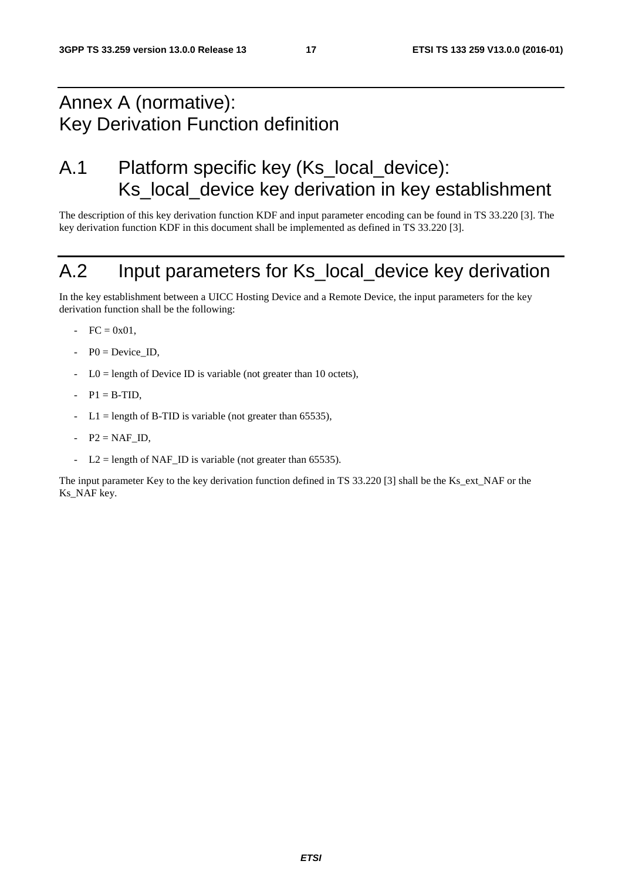# Annex A (normative): Key Derivation Function definition

## A.1 Platform specific key (Ks_local_device): Ks_local_device key derivation in key establishment

The description of this key derivation function KDF and input parameter encoding can be found in TS 33.220 [3]. The key derivation function KDF in this document shall be implemented as defined in TS 33.220 [3].

## A.2 Input parameters for Ks_local_device key derivation

In the key establishment between a UICC Hosting Device and a Remote Device, the input parameters for the key derivation function shall be the following:

- FC = 0x01,
- P0 = Device_ID,
- L0 = length of Device ID is variable (not greater than 10 octets),
- P1 = B-TID,
- L1 = length of B-TID is variable (not greater than 65535),
- P2 = NAF_ID,
- L2 = length of NAF_ID is variable (not greater than 65535).

The input parameter Key to the key derivation function defined in TS 33.220 [3] shall be the Ks_ext_NAF or the Ks_NAF key.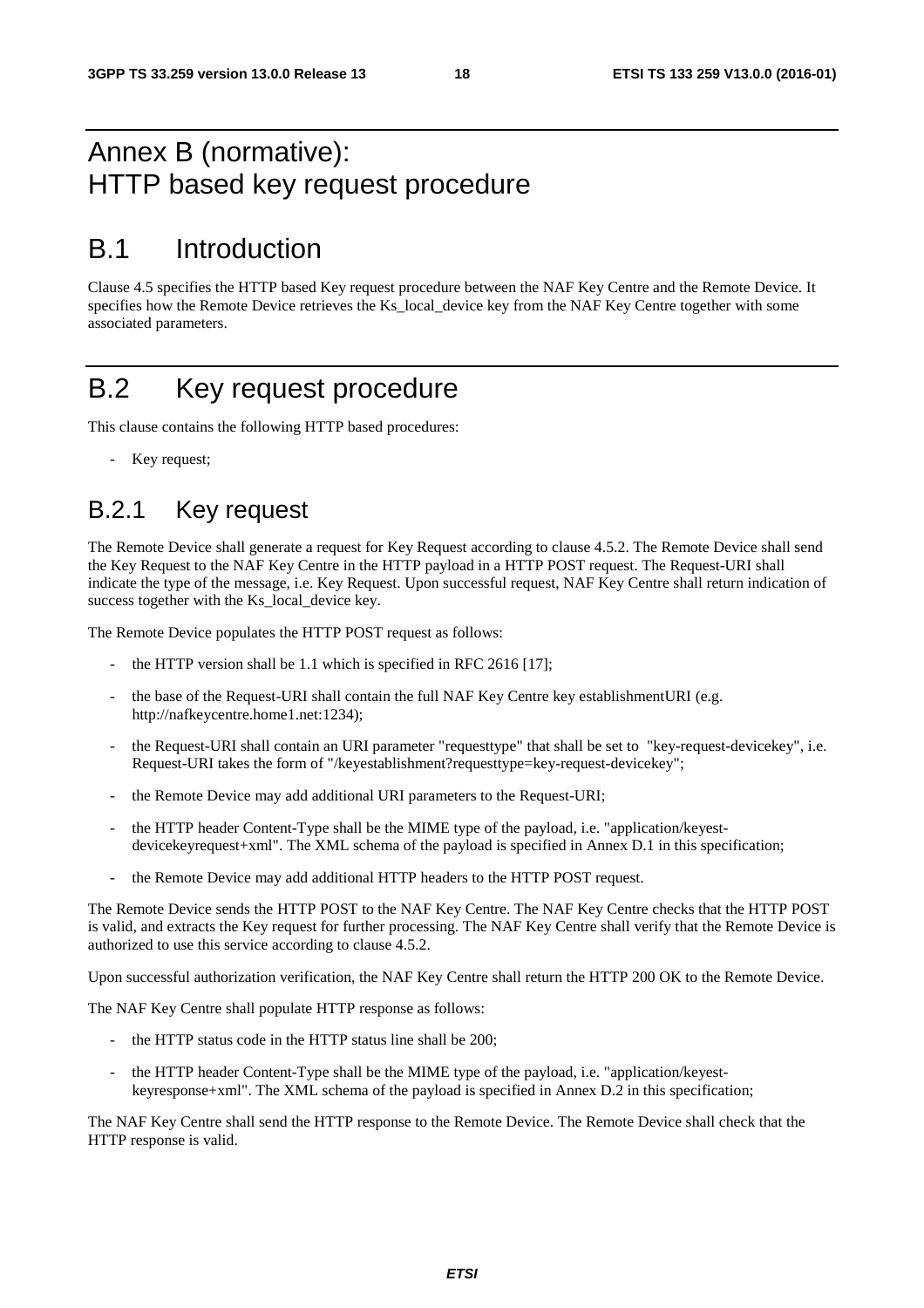# Annex B (normative): HTTP based key request procedure

## B.1 Introduction

Clause 4.5 specifies the HTTP based Key request procedure between the NAF Key Centre and the Remote Device. It specifies how the Remote Device retrieves the Ks_local_device key from the NAF Key Centre together with some associated parameters.

## B.2 Key request procedure

This clause contains the following HTTP based procedures:

- Key request;

### B.2.1 Key request

The Remote Device shall generate a request for Key Request according to clause 4.5.2. The Remote Device shall send the Key Request to the NAF Key Centre in the HTTP payload in a HTTP POST request. The Request-URI shall indicate the type of the message, i.e. Key Request. Upon successful request, NAF Key Centre shall return indication of success together with the Ks_local_device key.

The Remote Device populates the HTTP POST request as follows:

- the HTTP version shall be 1.1 which is specified in RFC 2616 [17];
- the base of the Request-URI shall contain the full NAF Key Centre key establishmentURI (e.g. http://nafkeycentre.home1.net:1234);
- the Request-URI shall contain an URI parameter "requesttype" that shall be set to "key-request-devicekey", i.e. Request-URI takes the form of "/keyestablishment?requesttype=key-request-devicekey";
- the Remote Device may add additional URI parameters to the Request-URI;
- the HTTP header Content-Type shall be the MIME type of the payload, i.e. "application/keyest-devicekeyrequest+xml". The XML schema of the payload is specified in Annex D.1 in this specification;
- the Remote Device may add additional HTTP headers to the HTTP POST request.

The Remote Device sends the HTTP POST to the NAF Key Centre. The NAF Key Centre checks that the HTTP POST is valid, and extracts the Key request for further processing. The NAF Key Centre shall verify that the Remote Device is authorized to use this service according to clause 4.5.2.

Upon successful authorization verification, the NAF Key Centre shall return the HTTP 200 OK to the Remote Device.

The NAF Key Centre shall populate HTTP response as follows:

- the HTTP status code in the HTTP status line shall be 200;
- the HTTP header Content-Type shall be the MIME type of the payload, i.e. "application/keyest-keyresponse+xml". The XML schema of the payload is specified in Annex D.2 in this specification;

The NAF Key Centre shall send the HTTP response to the Remote Device. The Remote Device shall check that the HTTP response is valid.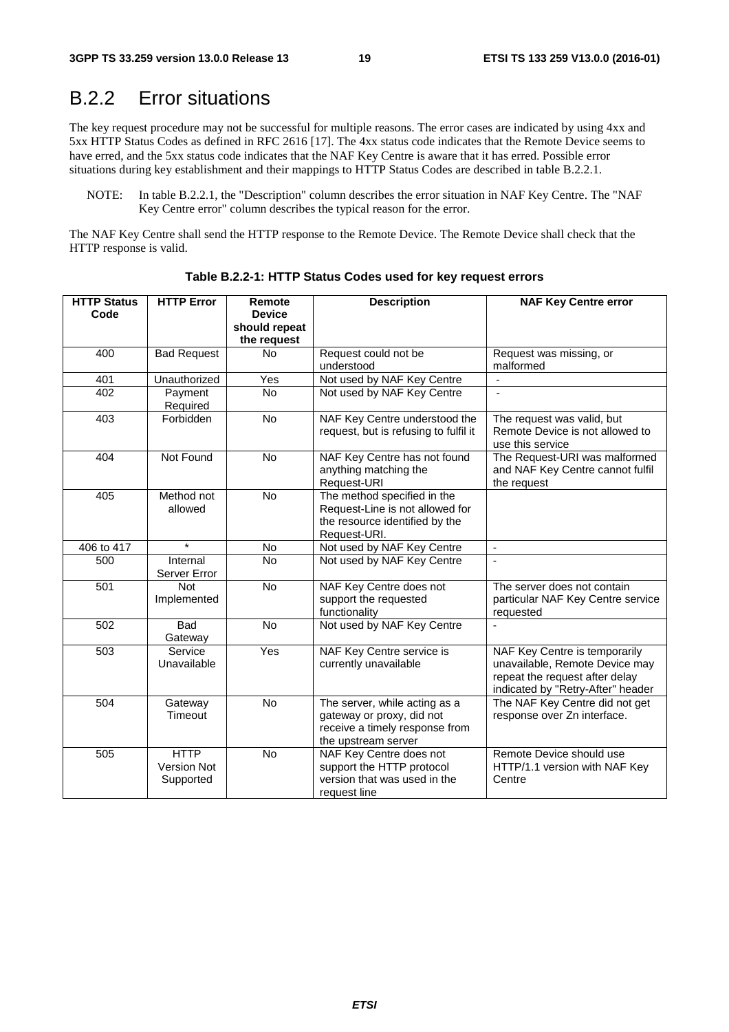## B.2.2 Error situations

The key request procedure may not be successful for multiple reasons. The error cases are indicated by using 4xx and 5xx HTTP Status Codes as defined in RFC 2616 [17]. The 4xx status code indicates that the Remote Device seems to have erred, and the 5xx status code indicates that the NAF Key Centre is aware that it has erred. Possible error situations during key establishment and their mappings to HTTP Status Codes are described in table B.2.2.1.

NOTE: In table B.2.2.1, the "Description" column describes the error situation in NAF Key Centre. The "NAF Key Centre error" column describes the typical reason for the error.

The NAF Key Centre shall send the HTTP response to the Remote Device. The Remote Device shall check that the HTTP response is valid.

**Table B.2.2-1: HTTP Status Codes used for key request errors**

| HTTP Status Code | HTTP Error | Remote Device should repeat the request | Description | NAF Key Centre error |
|---|---|---|---|---|
| 400 | Bad Request | No | Request could not be understood | Request was missing, or malformed |
| 401 | Unauthorized | Yes | Not used by NAF Key Centre | - |
| 402 | Payment Required | No | Not used by NAF Key Centre | - |
| 403 | Forbidden | No | NAF Key Centre understood the request, but is refusing to fulfil it | The request was valid, but Remote Device is not allowed to use this service |
| 404 | Not Found | No | NAF Key Centre has not found anything matching the Request-URI | The Request-URI was malformed and NAF Key Centre cannot fulfil the request |
| 405 | Method not allowed | No | The method specified in the Request-Line is not allowed for the resource identified by the Request-URI. | |
| 406 to 417 | * | No | Not used by NAF Key Centre | - |
| 500 | Internal Server Error | No | Not used by NAF Key Centre | - |
| 501 | Not Implemented | No | NAF Key Centre does not support the requested functionality | The server does not contain particular NAF Key Centre service requested |
| 502 | Bad Gateway | No | Not used by NAF Key Centre | - |
| 503 | Service Unavailable | Yes | NAF Key Centre service is currently unavailable | NAF Key Centre is temporarily unavailable, Remote Device may repeat the request after delay indicated by "Retry-After" header |
| 504 | Gateway Timeout | No | The server, while acting as a gateway or proxy, did not receive a timely response from the upstream server | The NAF Key Centre did not get response over Zn interface. |
| 505 | HTTP Version Not Supported | No | NAF Key Centre does not support the HTTP protocol version that was used in the request line | Remote Device should use HTTP/1.1 version with NAF Key Centre |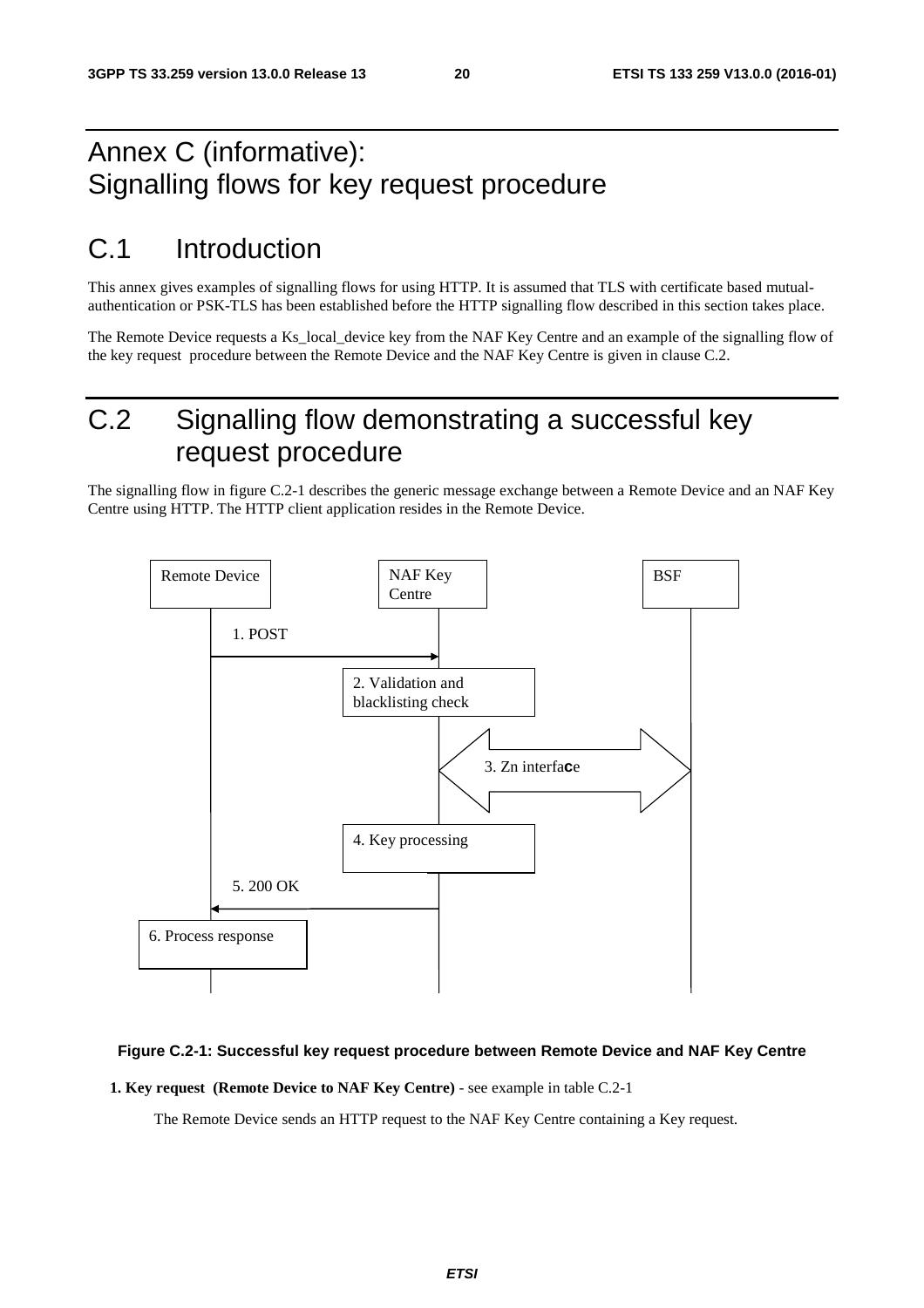# Annex C (informative): Signalling flows for key request procedure

# C.1 Introduction

This annex gives examples of signalling flows for using HTTP. It is assumed that TLS with certificate based mutual-authentication or PSK-TLS has been established before the HTTP signalling flow described in this section takes place.

The Remote Device requests a Ks_local_device key from the NAF Key Centre and an example of the signalling flow of the key request procedure between the Remote Device and the NAF Key Centre is given in clause C.2.

# C.2 Signalling flow demonstrating a successful key request procedure

The signalling flow in figure C.2-1 describes the generic message exchange between a Remote Device and an NAF Key Centre using HTTP. The HTTP client application resides in the Remote Device.

Remote Device | NAF Key Centre | BSF

1. POST

2. Validation and blacklisting check

3. Zn interface

4. Key processing

5. 200 OK

6. Process response

**Figure C.2-1: Successful key request procedure between Remote Device and NAF Key Centre**

**1. Key request (Remote Device to NAF Key Centre)** - see example in table C.2-1

The Remote Device sends an HTTP request to the NAF Key Centre containing a Key request.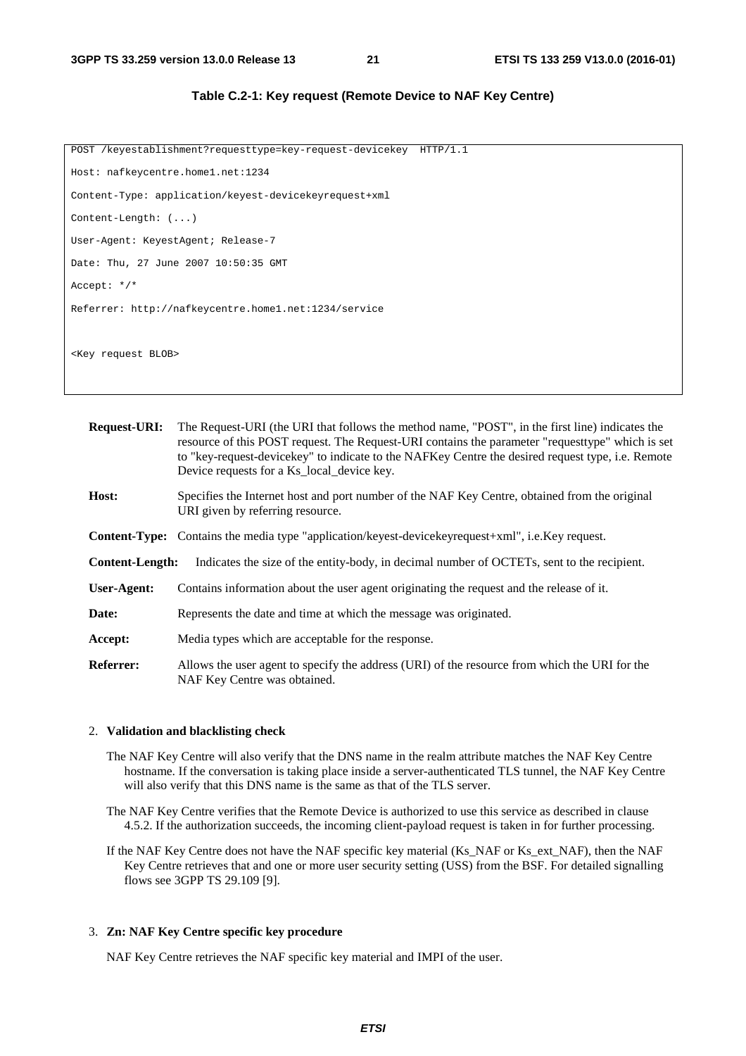**Table C.2-1: Key request (Remote Device to NAF Key Centre)**

```
POST /keyestablishment?requesttype=key-request-devicekey  HTTP/1.1
Host: nafkeycentre.home1.net:1234
Content-Type: application/keyest-devicekeyrequest+xml
Content-Length: (...)
User-Agent: KeyestAgent; Release-7
Date: Thu, 27 June 2007 10:50:35 GMT
Accept: */*
Referrer: http://nafkeycentre.home1.net:1234/service


<Key request BLOB>
```

**Request-URI:** The Request-URI (the URI that follows the method name, "POST", in the first line) indicates the resource of this POST request. The Request-URI contains the parameter "requesttype" which is set to "key-request-devicekey" to indicate to the NAFKey Centre the desired request type, i.e. Remote Device requests for a Ks_local_device key.

**Host:** Specifies the Internet host and port number of the NAF Key Centre, obtained from the original URI given by referring resource.

**Content-Type:** Contains the media type "application/keyest-devicekeyrequest+xml", i.e.Key request.

**Content-Length:** Indicates the size of the entity-body, in decimal number of OCTETs, sent to the recipient.

**User-Agent:** Contains information about the user agent originating the request and the release of it.

**Date:** Represents the date and time at which the message was originated.

**Accept:** Media types which are acceptable for the response.

**Referrer:** Allows the user agent to specify the address (URI) of the resource from which the URI for the NAF Key Centre was obtained.

2. **Validation and blacklisting check**

   The NAF Key Centre will also verify that the DNS name in the realm attribute matches the NAF Key Centre hostname. If the conversation is taking place inside a server-authenticated TLS tunnel, the NAF Key Centre will also verify that this DNS name is the same as that of the TLS server.

   The NAF Key Centre verifies that the Remote Device is authorized to use this service as described in clause 4.5.2. If the authorization succeeds, the incoming client-payload request is taken in for further processing.

   If the NAF Key Centre does not have the NAF specific key material (Ks_NAF or Ks_ext_NAF), then the NAF Key Centre retrieves that and one or more user security setting (USS) from the BSF. For detailed signalling flows see 3GPP TS 29.109 [9].

3. **Zn: NAF Key Centre specific key procedure**

   NAF Key Centre retrieves the NAF specific key material and IMPI of the user.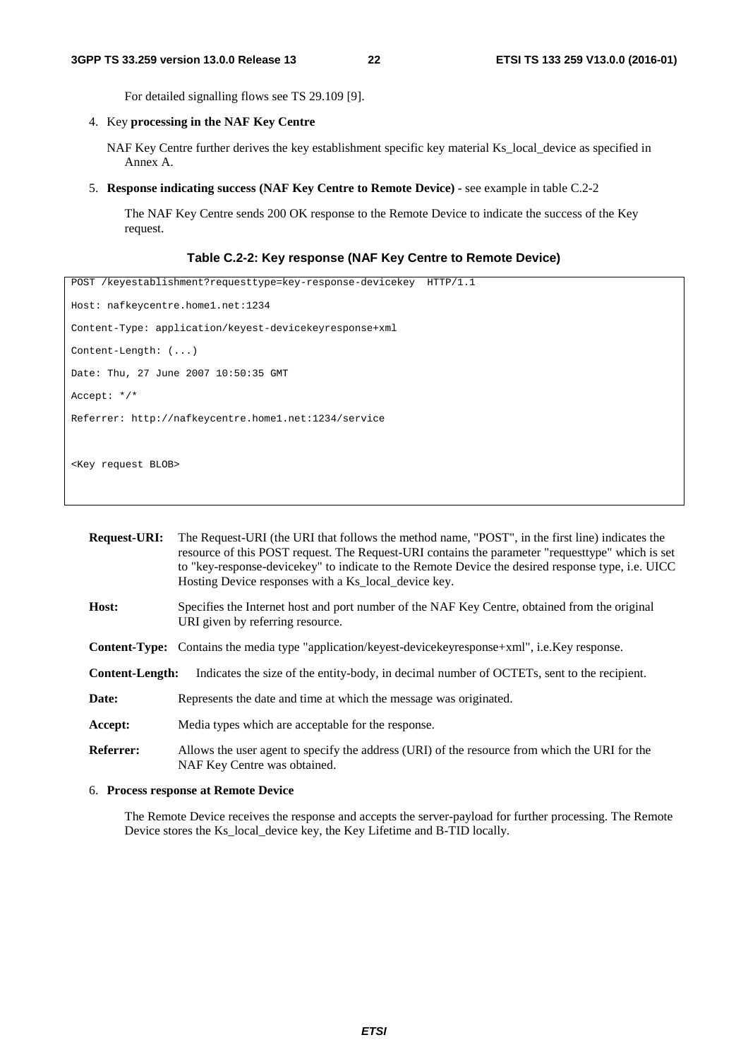For detailed signalling flows see TS 29.109 [9].

4. Key **processing in the NAF Key Centre**

   NAF Key Centre further derives the key establishment specific key material Ks_local_device as specified in Annex A.

5. **Response indicating success (NAF Key Centre to Remote Device)** - see example in table C.2-2

   The NAF Key Centre sends 200 OK response to the Remote Device to indicate the success of the Key request.

**Table C.2-2: Key response (NAF Key Centre to Remote Device)**

```
POST /keyestablishment?requesttype=key-response-devicekey  HTTP/1.1

Host: nafkeycentre.home1.net:1234

Content-Type: application/keyest-devicekeyresponse+xml

Content-Length: (...)

Date: Thu, 27 June 2007 10:50:35 GMT

Accept: */*

Referrer: http://nafkeycentre.home1.net:1234/service


<Key request BLOB>
```

**Request-URI:** The Request-URI (the URI that follows the method name, "POST", in the first line) indicates the resource of this POST request. The Request-URI contains the parameter "requesttype" which is set to "key-response-devicekey" to indicate to the Remote Device the desired response type, i.e. UICC Hosting Device responses with a Ks_local_device key.

**Host:** Specifies the Internet host and port number of the NAF Key Centre, obtained from the original URI given by referring resource.

**Content-Type:** Contains the media type "application/keyest-devicekeyresponse+xml", i.e.Key response.

**Content-Length:** Indicates the size of the entity-body, in decimal number of OCTETs, sent to the recipient.

**Date:** Represents the date and time at which the message was originated.

**Accept:** Media types which are acceptable for the response.

**Referrer:** Allows the user agent to specify the address (URI) of the resource from which the URI for the NAF Key Centre was obtained.

6. **Process response at Remote Device**

   The Remote Device receives the response and accepts the server-payload for further processing. The Remote Device stores the Ks_local_device key, the Key Lifetime and B-TID locally.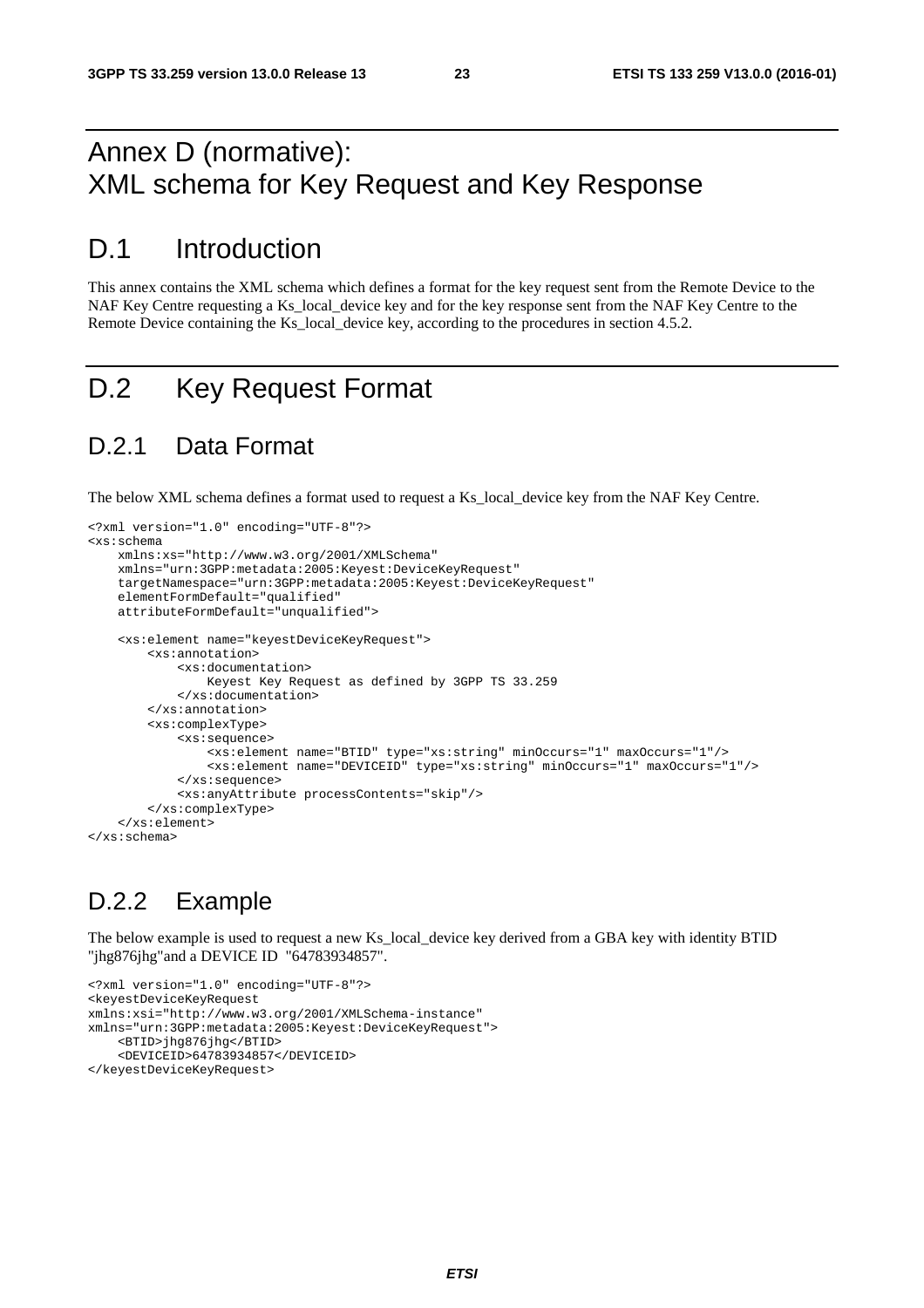# Annex D (normative): XML schema for Key Request and Key Response

# D.1 Introduction

This annex contains the XML schema which defines a format for the key request sent from the Remote Device to the NAF Key Centre requesting a Ks_local_device key and for the key response sent from the NAF Key Centre to the Remote Device containing the Ks_local_device key, according to the procedures in section 4.5.2.

# D.2 Key Request Format

## D.2.1 Data Format

The below XML schema defines a format used to request a Ks_local_device key from the NAF Key Centre.

```
<?xml version="1.0" encoding="UTF-8"?>
<xs:schema
    xmlns:xs="http://www.w3.org/2001/XMLSchema"
    xmlns="urn:3GPP:metadata:2005:Keyest:DeviceKeyRequest"
    targetNamespace="urn:3GPP:metadata:2005:Keyest:DeviceKeyRequest"
    elementFormDefault="qualified"
    attributeFormDefault="unqualified">

    <xs:element name="keyestDeviceKeyRequest">
        <xs:annotation>
            <xs:documentation>
                Keyest Key Request as defined by 3GPP TS 33.259
            </xs:documentation>
        </xs:annotation>
        <xs:complexType>
            <xs:sequence>
                <xs:element name="BTID" type="xs:string" minOccurs="1" maxOccurs="1"/>
                <xs:element name="DEVICEID" type="xs:string" minOccurs="1" maxOccurs="1"/>
            </xs:sequence>
            <xs:anyAttribute processContents="skip"/>
        </xs:complexType>
    </xs:element>
</xs:schema>
```

## D.2.2 Example

The below example is used to request a new Ks_local_device key derived from a GBA key with identity BTID "jhg876jhg"and a DEVICE ID "64783934857".

```
<?xml version="1.0" encoding="UTF-8"?>
<keyestDeviceKeyRequest
xmlns:xsi="http://www.w3.org/2001/XMLSchema-instance"
xmlns="urn:3GPP:metadata:2005:Keyest:DeviceKeyRequest">
    <BTID>jhg876jhg</BTID>
    <DEVICEID>64783934857</DEVICEID>
</keyestDeviceKeyRequest>
```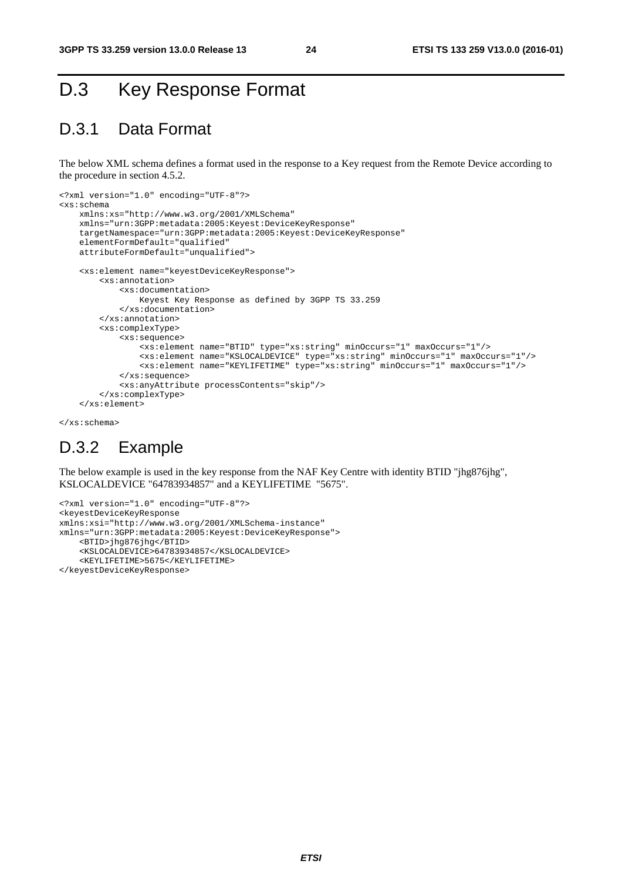# D.3 Key Response Format

## D.3.1 Data Format

The below XML schema defines a format used in the response to a Key request from the Remote Device according to the procedure in section 4.5.2.

```
<?xml version="1.0" encoding="UTF-8"?>
<xs:schema
    xmlns:xs="http://www.w3.org/2001/XMLSchema"
    xmlns="urn:3GPP:metadata:2005:Keyest:DeviceKeyResponse"
    targetNamespace="urn:3GPP:metadata:2005:Keyest:DeviceKeyResponse"
    elementFormDefault="qualified"
    attributeFormDefault="unqualified">

    <xs:element name="keyestDeviceKeyResponse">
        <xs:annotation>
            <xs:documentation>
                Keyest Key Response as defined by 3GPP TS 33.259
            </xs:documentation>
        </xs:annotation>
        <xs:complexType>
            <xs:sequence>
                <xs:element name="BTID" type="xs:string" minOccurs="1" maxOccurs="1"/>
                <xs:element name="KSLOCALDEVICE" type="xs:string" minOccurs="1" maxOccurs="1"/>
                <xs:element name="KEYLIFETIME" type="xs:string" minOccurs="1" maxOccurs="1"/>
            </xs:sequence>
            <xs:anyAttribute processContents="skip"/>
        </xs:complexType>
    </xs:element>

</xs:schema>
```

## D.3.2 Example

The below example is used in the key response from the NAF Key Centre with identity BTID "jhg876jhg", KSLOCALDEVICE "64783934857" and a KEYLIFETIME "5675".

```
<?xml version="1.0" encoding="UTF-8"?>
<keyestDeviceKeyResponse
xmlns:xsi="http://www.w3.org/2001/XMLSchema-instance"
xmlns="urn:3GPP:metadata:2005:Keyest:DeviceKeyResponse">
    <BTID>jhg876jhg</BTID>
    <KSLOCALDEVICE>64783934857</KSLOCALDEVICE>
    <KEYLIFETIME>5675</KEYLIFETIME>
</keyestDeviceKeyResponse>
```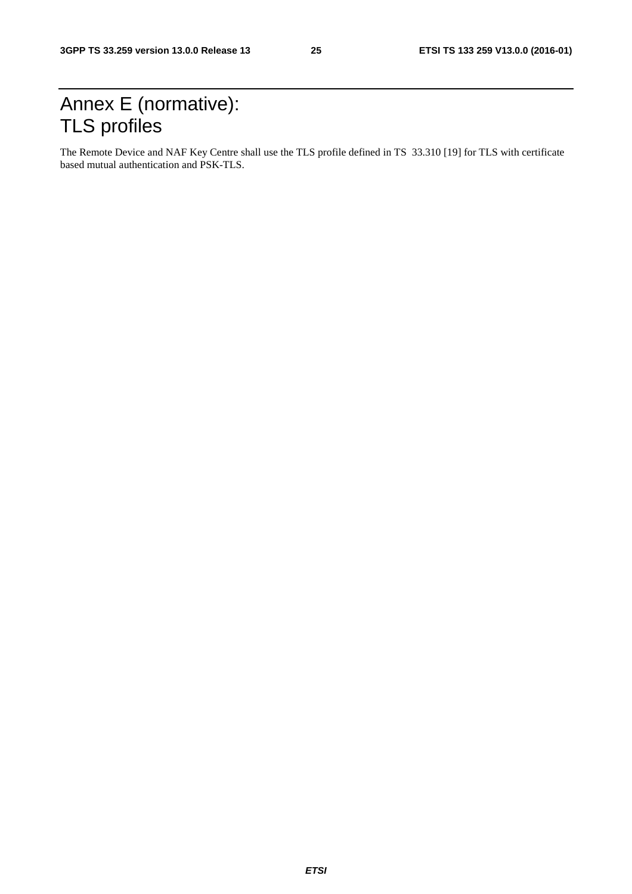# Annex E (normative): TLS profiles

The Remote Device and NAF Key Centre shall use the TLS profile defined in TS 33.310 [19] for TLS with certificate based mutual authentication and PSK-TLS.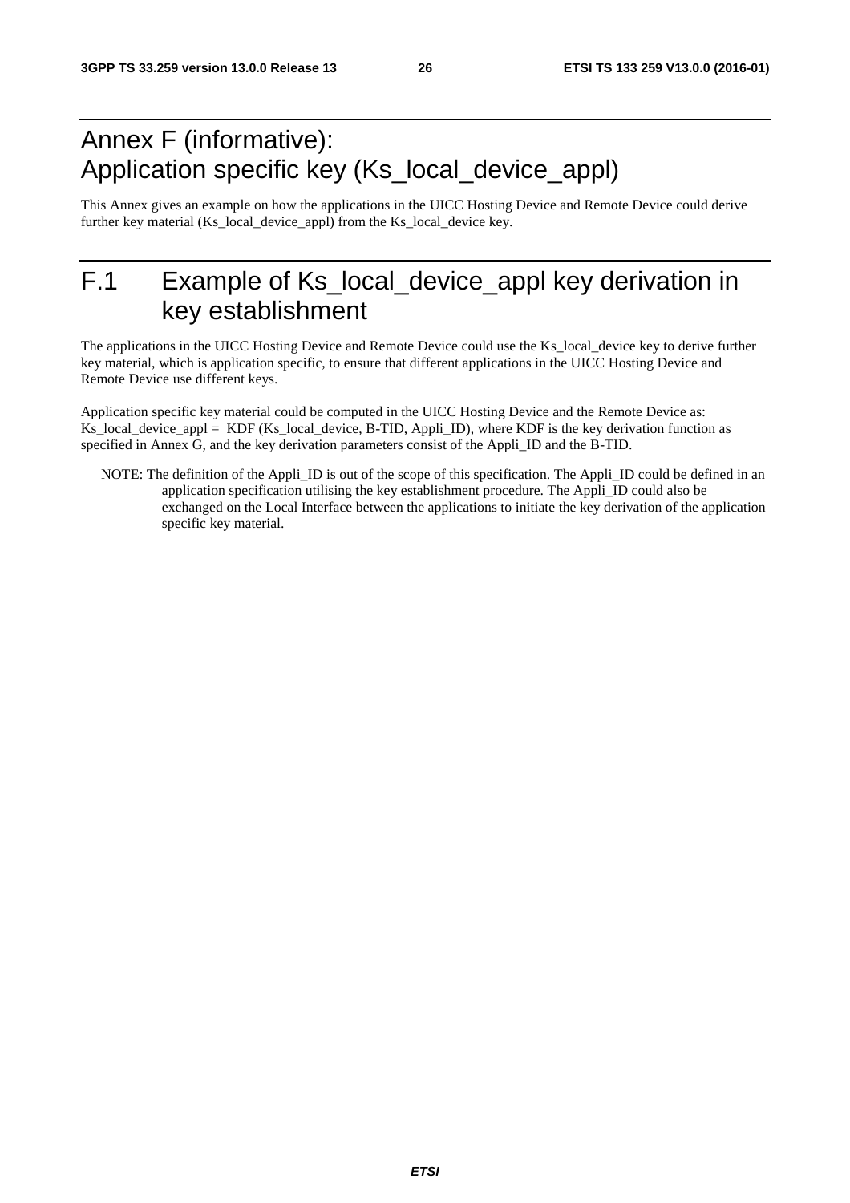# Annex F (informative): Application specific key (Ks_local_device_appl)

This Annex gives an example on how the applications in the UICC Hosting Device and Remote Device could derive further key material (Ks_local_device_appl) from the Ks_local_device key.

# F.1 Example of Ks_local_device_appl key derivation in key establishment

The applications in the UICC Hosting Device and Remote Device could use the Ks_local_device key to derive further key material, which is application specific, to ensure that different applications in the UICC Hosting Device and Remote Device use different keys.

Application specific key material could be computed in the UICC Hosting Device and the Remote Device as: Ks_local_device_appl = KDF (Ks_local_device, B-TID, Appli_ID), where KDF is the key derivation function as specified in Annex G, and the key derivation parameters consist of the Appli_ID and the B-TID.

NOTE: The definition of the Appli_ID is out of the scope of this specification. The Appli_ID could be defined in an application specification utilising the key establishment procedure. The Appli_ID could also be exchanged on the Local Interface between the applications to initiate the key derivation of the application specific key material.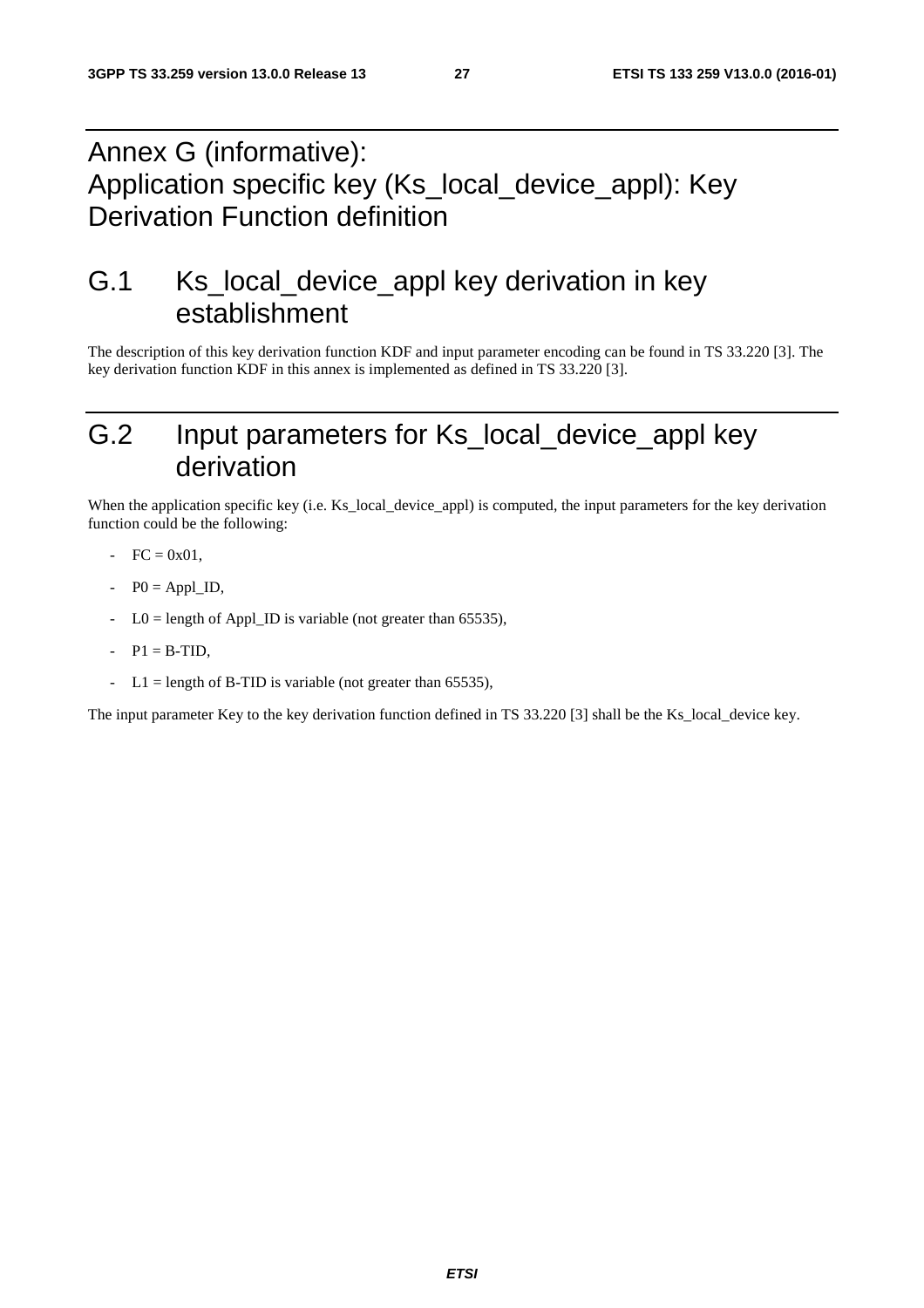# Annex G (informative): Application specific key (Ks_local_device_appl): Key Derivation Function definition

## G.1 Ks_local_device_appl key derivation in key establishment

The description of this key derivation function KDF and input parameter encoding can be found in TS 33.220 [3]. The key derivation function KDF in this annex is implemented as defined in TS 33.220 [3].

## G.2 Input parameters for Ks_local_device_appl key derivation

When the application specific key (i.e. Ks_local_device_appl) is computed, the input parameters for the key derivation function could be the following:

- FC = 0x01,
- P0 = Appl_ID,
- L0 = length of Appl_ID is variable (not greater than 65535),
- P1 = B-TID,
- L1 = length of B-TID is variable (not greater than 65535),

The input parameter Key to the key derivation function defined in TS 33.220 [3] shall be the Ks_local_device key.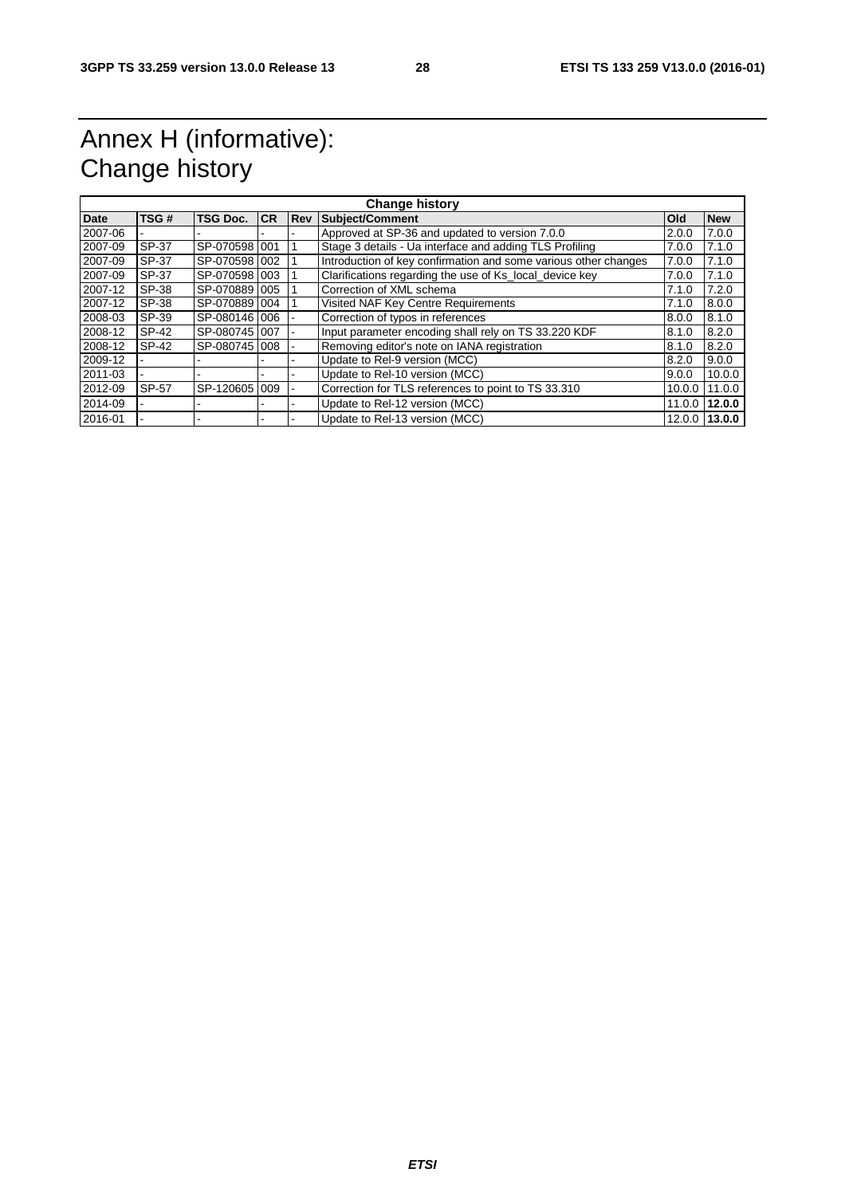# Annex H (informative): Change history

| Change history | | | | | | | |
|---|---|---|---|---|---|---|---|
| **Date** | **TSG #** | **TSG Doc.** | **CR** | **Rev** | **Subject/Comment** | **Old** | **New** |
| 2007-06 | - | - | - | - | Approved at SP-36 and updated to version 7.0.0 | 2.0.0 | 7.0.0 |
| 2007-09 | SP-37 | SP-070598 | 001 | 1 | Stage 3 details - Ua interface and adding TLS Profiling | 7.0.0 | 7.1.0 |
| 2007-09 | SP-37 | SP-070598 | 002 | 1 | Introduction of key confirmation and some various other changes | 7.0.0 | 7.1.0 |
| 2007-09 | SP-37 | SP-070598 | 003 | 1 | Clarifications regarding the use of Ks_local_device key | 7.0.0 | 7.1.0 |
| 2007-12 | SP-38 | SP-070889 | 005 | 1 | Correction of XML schema | 7.1.0 | 7.2.0 |
| 2007-12 | SP-38 | SP-070889 | 004 | 1 | Visited NAF Key Centre Requirements | 7.1.0 | 8.0.0 |
| 2008-03 | SP-39 | SP-080146 | 006 | - | Correction of typos in references | 8.0.0 | 8.1.0 |
| 2008-12 | SP-42 | SP-080745 | 007 | - | Input parameter encoding shall rely on TS 33.220 KDF | 8.1.0 | 8.2.0 |
| 2008-12 | SP-42 | SP-080745 | 008 | - | Removing editor's note on IANA registration | 8.1.0 | 8.2.0 |
| 2009-12 | - | - | - | - | Update to Rel-9 version (MCC) | 8.2.0 | 9.0.0 |
| 2011-03 | - | - | - | - | Update to Rel-10 version (MCC) | 9.0.0 | 10.0.0 |
| 2012-09 | SP-57 | SP-120605 | 009 | - | Correction for TLS references to point to TS 33.310 | 10.0.0 | 11.0.0 |
| 2014-09 | - | - | - | - | Update to Rel-12 version (MCC) | 11.0.0 | **12.0.0** |
| 2016-01 | - | - | - | - | Update to Rel-13 version (MCC) | 12.0.0 | **13.0.0** |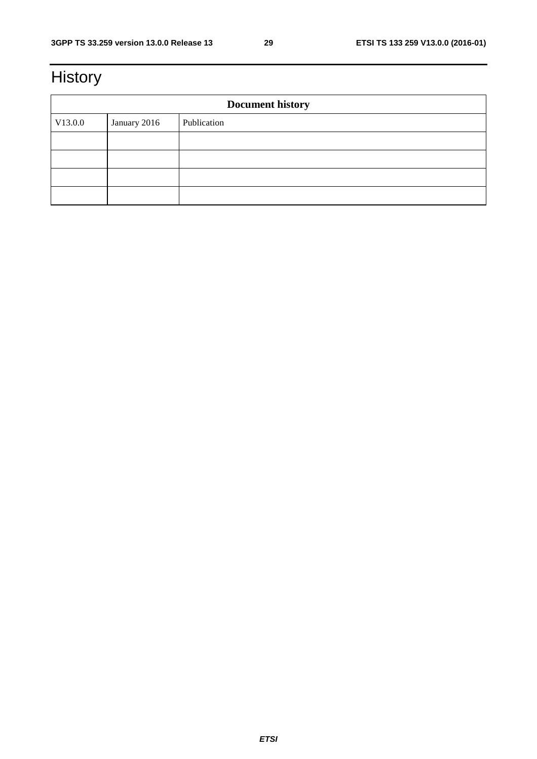# History

| Document history | | |
|---|---|---|
| V13.0.0 | January 2016 | Publication |
| | | |
| | | |
| | | |
| | | |